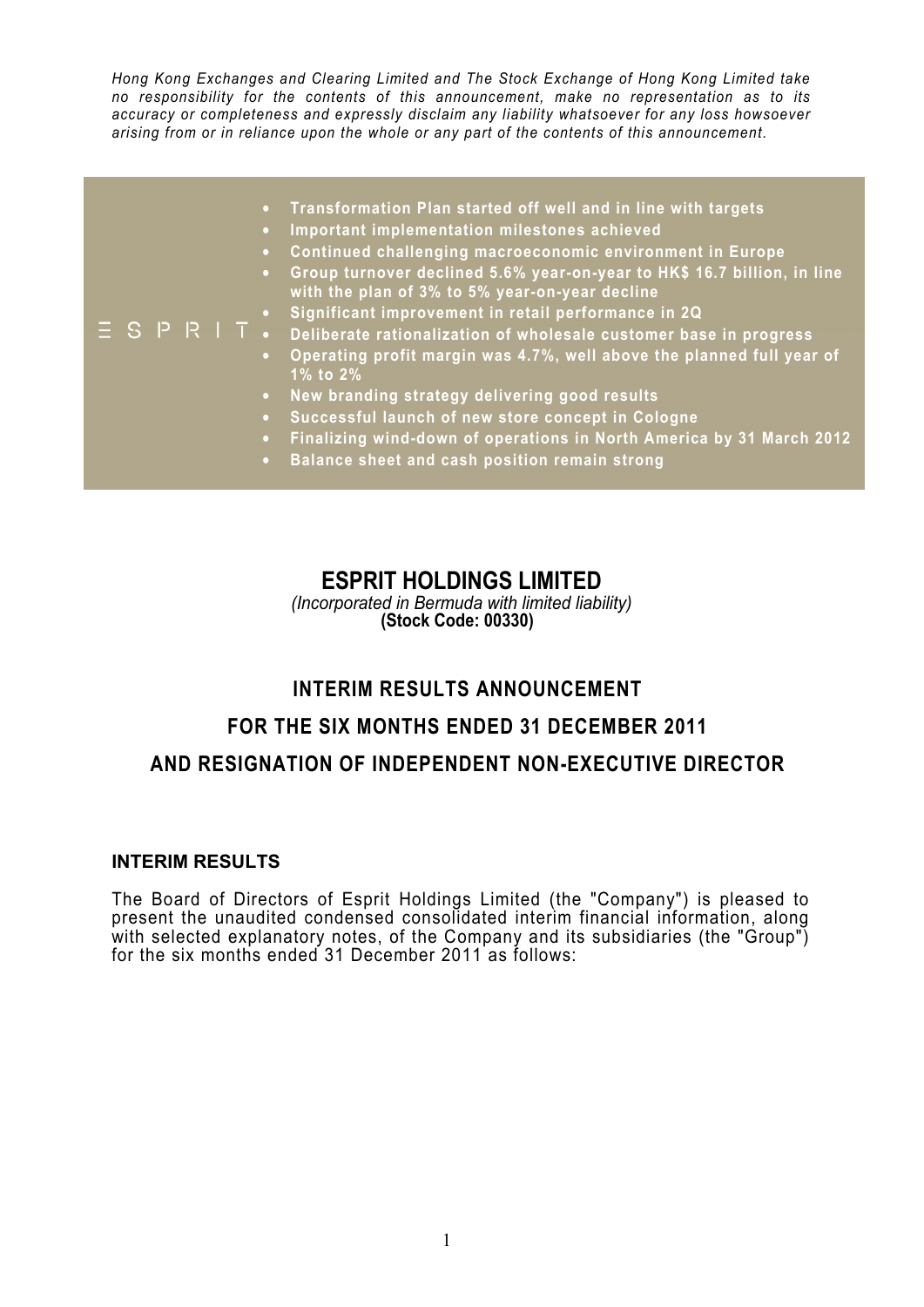*Hong Kong Exchanges and Clearing Limited and The Stock Exchange of Hong Kong Limited take no responsibility for the contents of this announcement, make no representation as to its accuracy or completeness and expressly disclaim any liability whatsoever for any loss howsoever arising from or in reliance upon the whole or any part of the contents of this announcement.*

ESPRIT

- **Transformation Plan started off well and in line with targets**
- **Important implementation milestones achieved**
- **Continued challenging macroeconomic environment in Europe**
- **Group turnover declined 5.6% year-on-year to HK$ 16.7 billion, in line with the plan of 3% to 5% year-on-year decline**
- **Significant improvement in retail performance in 2Q**
- **Deliberate rationalization of wholesale customer base in progress**
- **Operating profit margin was 4.7%, well above the planned full year of 1% to 2%**
- **New branding strategy delivering good results**
- **Successful launch of new store concept in Cologne**
- **Finalizing wind-down of operations in North America by 31 March 2012**
- **Balance sheet and cash position remain strong**

# ESPRIT HOLDINGS LIMITED

*(Incorporated in Bermuda with limited liability)*
**(Stock Code: 00330)**

## INTERIM RESULTS ANNOUNCEMENT
## FOR THE SIX MONTHS ENDED 31 DECEMBER 2011
## AND RESIGNATION OF INDEPENDENT NON-EXECUTIVE DIRECTOR

### INTERIM RESULTS

The Board of Directors of Esprit Holdings Limited (the "Company") is pleased to present the unaudited condensed consolidated interim financial information, along with selected explanatory notes, of the Company and its subsidiaries (the "Group") for the six months ended 31 December 2011 as follows: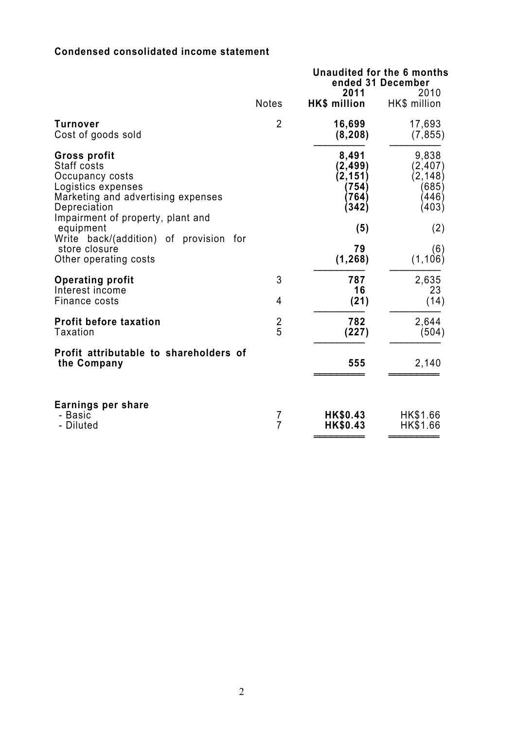**Condensed consolidated income statement**

| | Notes | Unaudited for the 6 months ended 31 December | |
|---|---|---|---|
| | | **2011** | 2010 |
| | | **HK$ million** | HK$ million |
| **Turnover** | 2 | **16,699** | 17,693 |
| Cost of goods sold | | **(8,208)** | (7,855) |
| **Gross profit** | | **8,491** | 9,838 |
| Staff costs | | **(2,499)** | (2,407) |
| Occupancy costs | | **(2,151)** | (2,148) |
| Logistics expenses | | **(754)** | (685) |
| Marketing and advertising expenses | | **(764)** | (446) |
| Depreciation | | **(342)** | (403) |
| Impairment of property, plant and equipment | | **(5)** | (2) |
| Write back/(addition) of provision for store closure | | **79** | (6) |
| Other operating costs | | **(1,268)** | (1,106) |
| **Operating profit** | 3 | **787** | 2,635 |
| Interest income | | **16** | 23 |
| Finance costs | 4 | **(21)** | (14) |
| **Profit before taxation** | 2 | **782** | 2,644 |
| Taxation | 5 | **(227)** | (504) |
| **Profit attributable to shareholders of the Company** | | **555** | 2,140 |
| **Earnings per share** | | | |
| - Basic | 7 | **HK$0.43** | HK$1.66 |
| - Diluted | 7 | **HK$0.43** | HK$1.66 |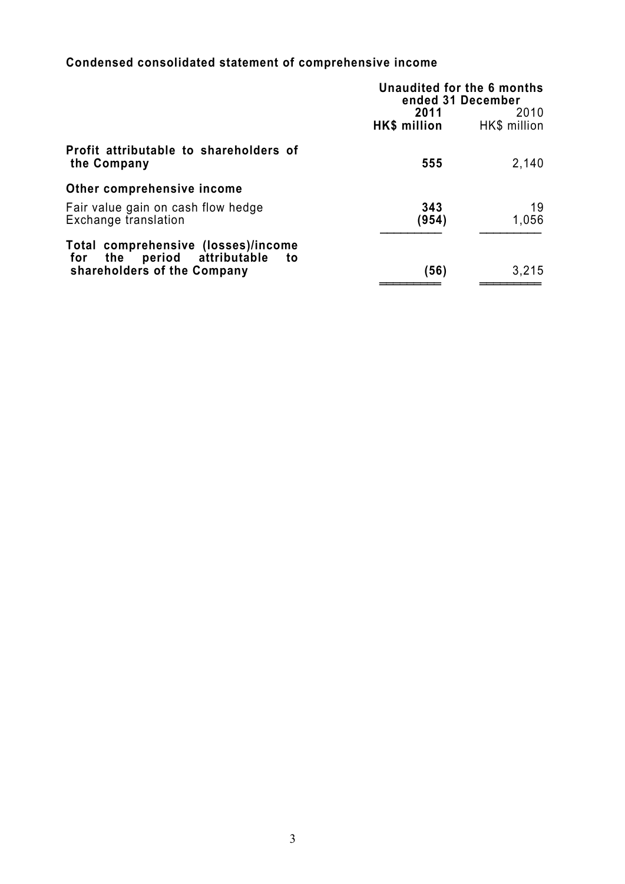**Condensed consolidated statement of comprehensive income**

| | Unaudited for the 6 months ended 31 December | |
|---|---|---|
| | **2011** | 2010 |
| | **HK$ million** | HK$ million |
| **Profit attributable to shareholders of the Company** | **555** | 2,140 |
| **Other comprehensive income** | | |
| Fair value gain on cash flow hedge | **343** | 19 |
| Exchange translation | **(954)** | 1,056 |
| **Total comprehensive (losses)/income for the period attributable to shareholders of the Company** | **(56)** | 3,215 |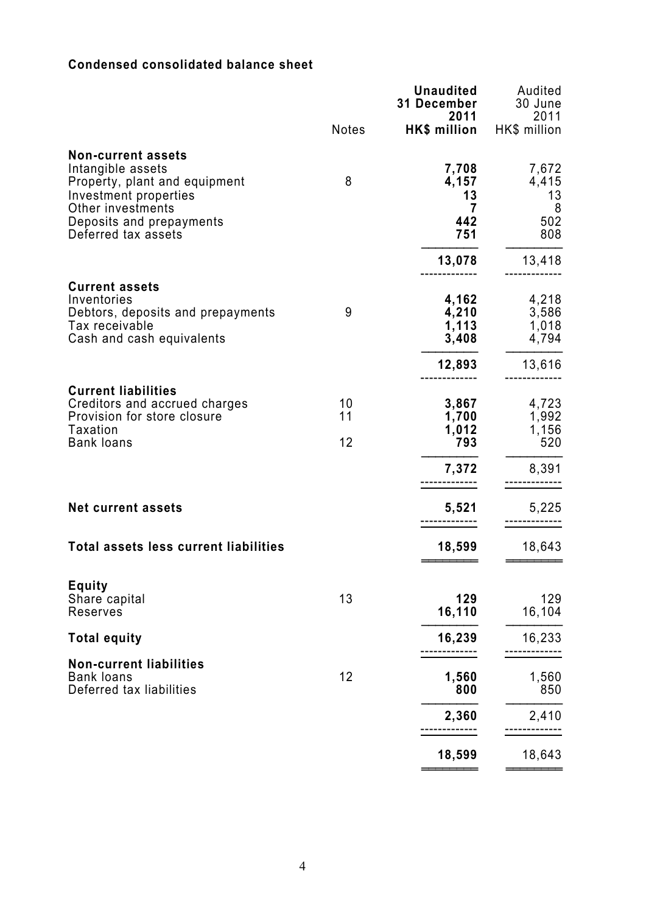## Condensed consolidated balance sheet

| | Notes | **Unaudited 31 December 2011 HK$ million** | Audited 30 June 2011 HK$ million |
|---|---|---|---|
| **Non-current assets** | | | |
| Intangible assets | | **7,708** | 7,672 |
| Property, plant and equipment | 8 | **4,157** | 4,415 |
| Investment properties | | **13** | 13 |
| Other investments | | **7** | 8 |
| Deposits and prepayments | | **442** | 502 |
| Deferred tax assets | | **751** | 808 |
| | | **13,078** | 13,418 |
| **Current assets** | | | |
| Inventories | | **4,162** | 4,218 |
| Debtors, deposits and prepayments | 9 | **4,210** | 3,586 |
| Tax receivable | | **1,113** | 1,018 |
| Cash and cash equivalents | | **3,408** | 4,794 |
| | | **12,893** | 13,616 |
| **Current liabilities** | | | |
| Creditors and accrued charges | 10 | **3,867** | 4,723 |
| Provision for store closure | 11 | **1,700** | 1,992 |
| Taxation | | **1,012** | 1,156 |
| Bank loans | 12 | **793** | 520 |
| | | **7,372** | 8,391 |
| **Net current assets** | | **5,521** | 5,225 |
| **Total assets less current liabilities** | | **18,599** | 18,643 |
| **Equity** | | | |
| Share capital | 13 | **129** | 129 |
| Reserves | | **16,110** | 16,104 |
| **Total equity** | | **16,239** | 16,233 |
| **Non-current liabilities** | | | |
| Bank loans | 12 | **1,560** | 1,560 |
| Deferred tax liabilities | | **800** | 850 |
| | | **2,360** | 2,410 |
| | | **18,599** | 18,643 |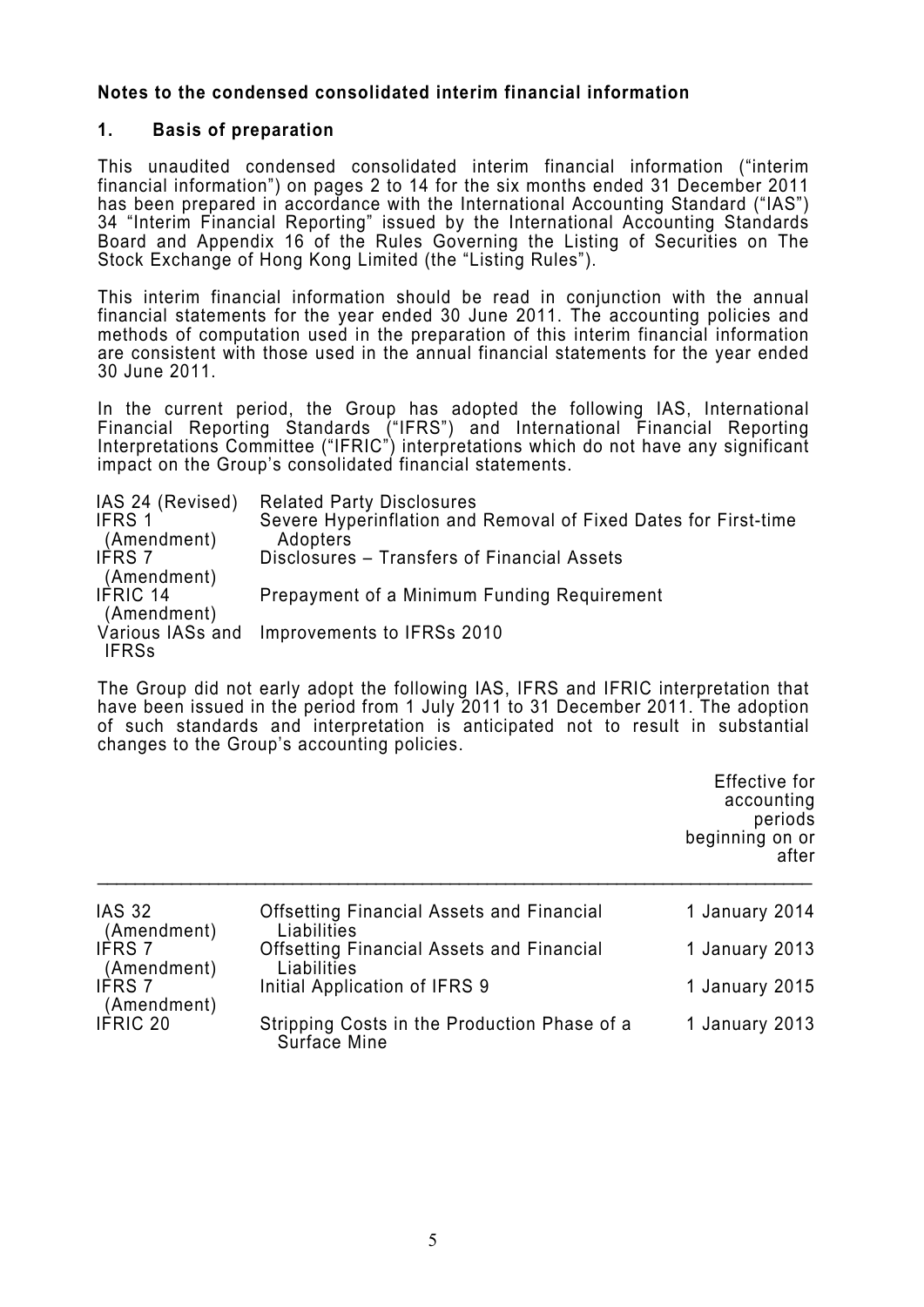## Notes to the condensed consolidated interim financial information

### 1. Basis of preparation

This unaudited condensed consolidated interim financial information ("interim financial information") on pages 2 to 14 for the six months ended 31 December 2011 has been prepared in accordance with the International Accounting Standard ("IAS") 34 "Interim Financial Reporting" issued by the International Accounting Standards Board and Appendix 16 of the Rules Governing the Listing of Securities on The Stock Exchange of Hong Kong Limited (the "Listing Rules").

This interim financial information should be read in conjunction with the annual financial statements for the year ended 30 June 2011. The accounting policies and methods of computation used in the preparation of this interim financial information are consistent with those used in the annual financial statements for the year ended 30 June 2011.

In the current period, the Group has adopted the following IAS, International Financial Reporting Standards ("IFRS") and International Financial Reporting Interpretations Committee ("IFRIC") interpretations which do not have any significant impact on the Group's consolidated financial statements.

| | |
|---|---|
| IAS 24 (Revised) | Related Party Disclosures |
| IFRS 1 (Amendment) | Severe Hyperinflation and Removal of Fixed Dates for First-time Adopters |
| IFRS 7 (Amendment) | Disclosures – Transfers of Financial Assets |
| IFRIC 14 (Amendment) | Prepayment of a Minimum Funding Requirement |
| Various IASs and IFRSs | Improvements to IFRSs 2010 |

The Group did not early adopt the following IAS, IFRS and IFRIC interpretation that have been issued in the period from 1 July 2011 to 31 December 2011. The adoption of such standards and interpretation is anticipated not to result in substantial changes to the Group's accounting policies.

| | | Effective for accounting periods beginning on or after |
|---|---|---|
| IAS 32 (Amendment) | Offsetting Financial Assets and Financial Liabilities | 1 January 2014 |
| IFRS 7 (Amendment) | Offsetting Financial Assets and Financial Liabilities | 1 January 2013 |
| IFRS 7 (Amendment) | Initial Application of IFRS 9 | 1 January 2015 |
| IFRIC 20 | Stripping Costs in the Production Phase of a Surface Mine | 1 January 2013 |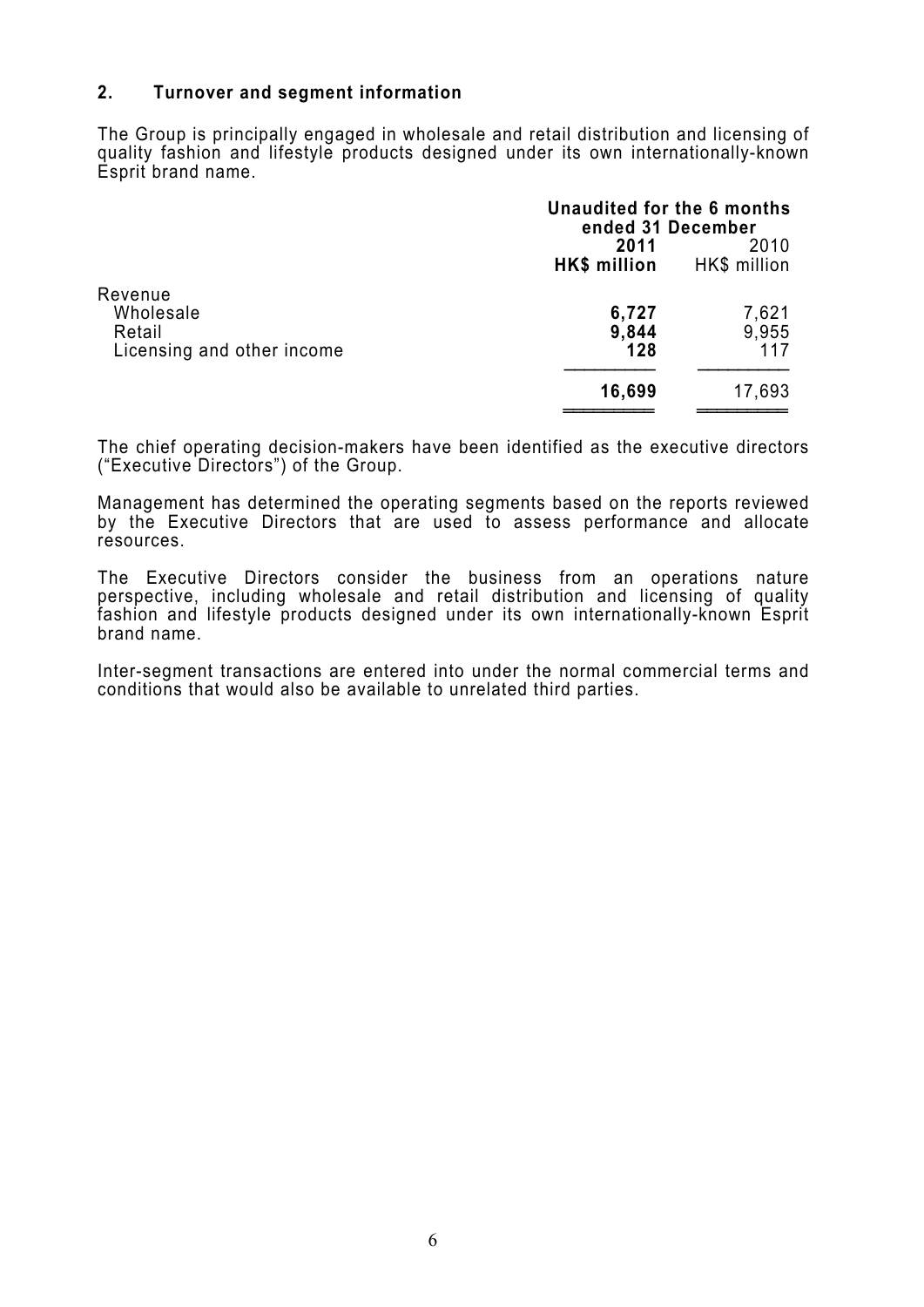## 2. Turnover and segment information

The Group is principally engaged in wholesale and retail distribution and licensing of quality fashion and lifestyle products designed under its own internationally-known Esprit brand name.

| | Unaudited for the 6 months ended 31 December | |
|---|---|---|
| | **2011** | 2010 |
| | **HK$ million** | HK$ million |
| Revenue | | |
| Wholesale | **6,727** | 7,621 |
| Retail | **9,844** | 9,955 |
| Licensing and other income | **128** | 117 |
| | **16,699** | 17,693 |

The chief operating decision-makers have been identified as the executive directors ("Executive Directors") of the Group.

Management has determined the operating segments based on the reports reviewed by the Executive Directors that are used to assess performance and allocate resources.

The Executive Directors consider the business from an operations nature perspective, including wholesale and retail distribution and licensing of quality fashion and lifestyle products designed under its own internationally-known Esprit brand name.

Inter-segment transactions are entered into under the normal commercial terms and conditions that would also be available to unrelated third parties.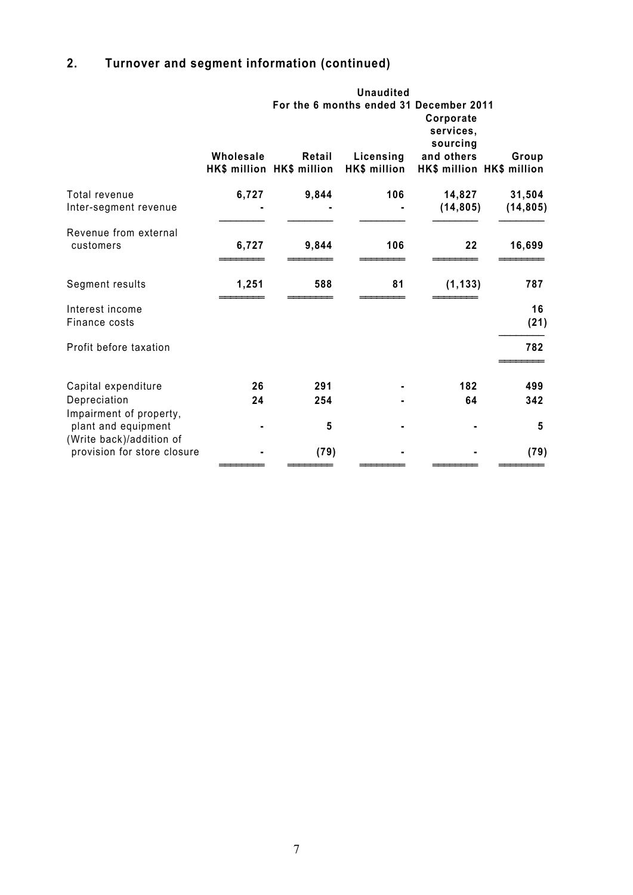## 2. Turnover and segment information (continued)

| | Unaudited | | | | |
|---|---|---|---|---|---|
| | For the 6 months ended 31 December 2011 | | | | |
| | Wholesale HK$ million | Retail HK$ million | Licensing HK$ million | Corporate services, sourcing and others HK$ million | Group HK$ million |
| Total revenue | 6,727 | 9,844 | 106 | 14,827 | 31,504 |
| Inter-segment revenue | - | - | - | (14,805) | (14,805) |
| Revenue from external customers | 6,727 | 9,844 | 106 | 22 | 16,699 |
| Segment results | 1,251 | 588 | 81 | (1,133) | 787 |
| Interest income | | | | | 16 |
| Finance costs | | | | | (21) |
| Profit before taxation | | | | | 782 |
| Capital expenditure | 26 | 291 | - | 182 | 499 |
| Depreciation | 24 | 254 | - | 64 | 342 |
| Impairment of property, plant and equipment | - | 5 | - | - | 5 |
| (Write back)/addition of provision for store closure | - | (79) | - | - | (79) |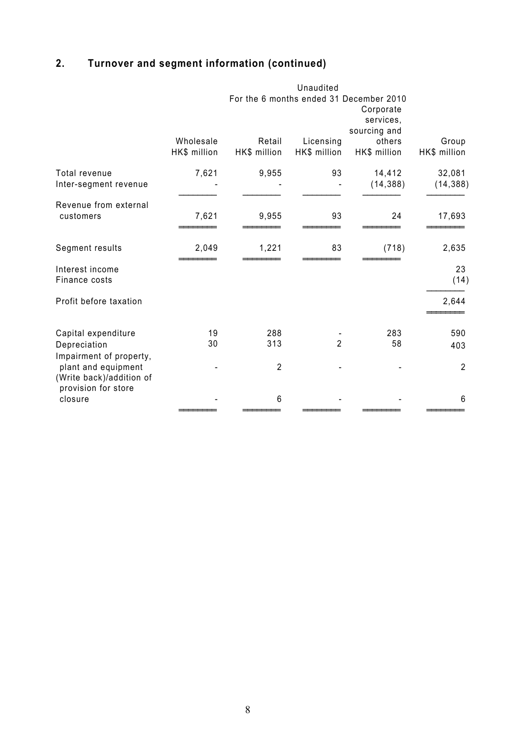## 2. Turnover and segment information (continued)

| | Unaudited | | | | |
|---|---|---|---|---|---|
| | For the 6 months ended 31 December 2010 | | | | |
| | Wholesale HK$ million | Retail HK$ million | Licensing HK$ million | Corporate services, sourcing and others HK$ million | Group HK$ million |
| Total revenue | 7,621 | 9,955 | 93 | 14,412 | 32,081 |
| Inter-segment revenue | - | - | - | (14,388) | (14,388) |
| Revenue from external customers | 7,621 | 9,955 | 93 | 24 | 17,693 |
| Segment results | 2,049 | 1,221 | 83 | (718) | 2,635 |
| Interest income | | | | | 23 |
| Finance costs | | | | | (14) |
| Profit before taxation | | | | | 2,644 |
| Capital expenditure | 19 | 288 | - | 283 | 590 |
| Depreciation | 30 | 313 | 2 | 58 | 403 |
| Impairment of property, plant and equipment | - | 2 | - | - | 2 |
| (Write back)/addition of provision for store closure | - | 6 | - | - | 6 |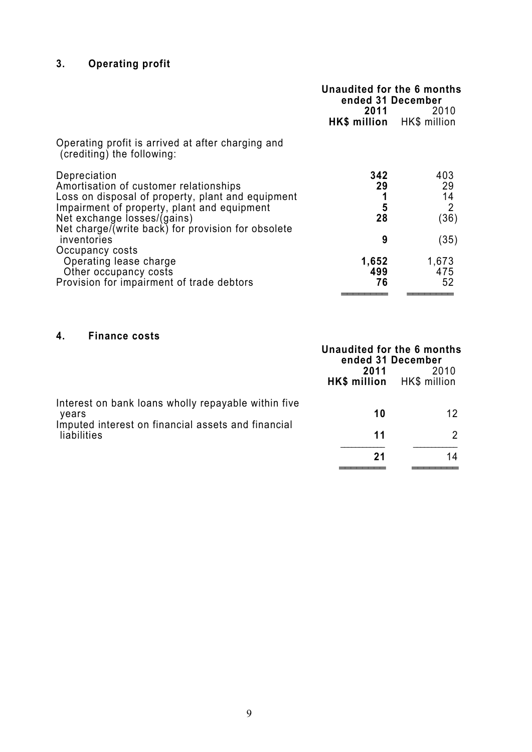## 3. Operating profit

| | Unaudited for the 6 months ended 31 December | |
|---|---|---|
| | **2011** | 2010 |
| | **HK$ million** | HK$ million |
| Operating profit is arrived at after charging and (crediting) the following: | | |
| Depreciation | **342** | 403 |
| Amortisation of customer relationships | **29** | 29 |
| Loss on disposal of property, plant and equipment | **1** | 14 |
| Impairment of property, plant and equipment | **5** | 2 |
| Net exchange losses/(gains) | **28** | (36) |
| Net charge/(write back) for provision for obsolete inventories | **9** | (35) |
| Occupancy costs | | |
| Operating lease charge | **1,652** | 1,673 |
| Other occupancy costs | **499** | 475 |
| Provision for impairment of trade debtors | **76** | 52 |

## 4. Finance costs

| | Unaudited for the 6 months ended 31 December | |
|---|---|---|
| | **2011** | 2010 |
| | **HK$ million** | HK$ million |
| Interest on bank loans wholly repayable within five years | **10** | 12 |
| Imputed interest on financial assets and financial liabilities | **11** | 2 |
| | **21** | 14 |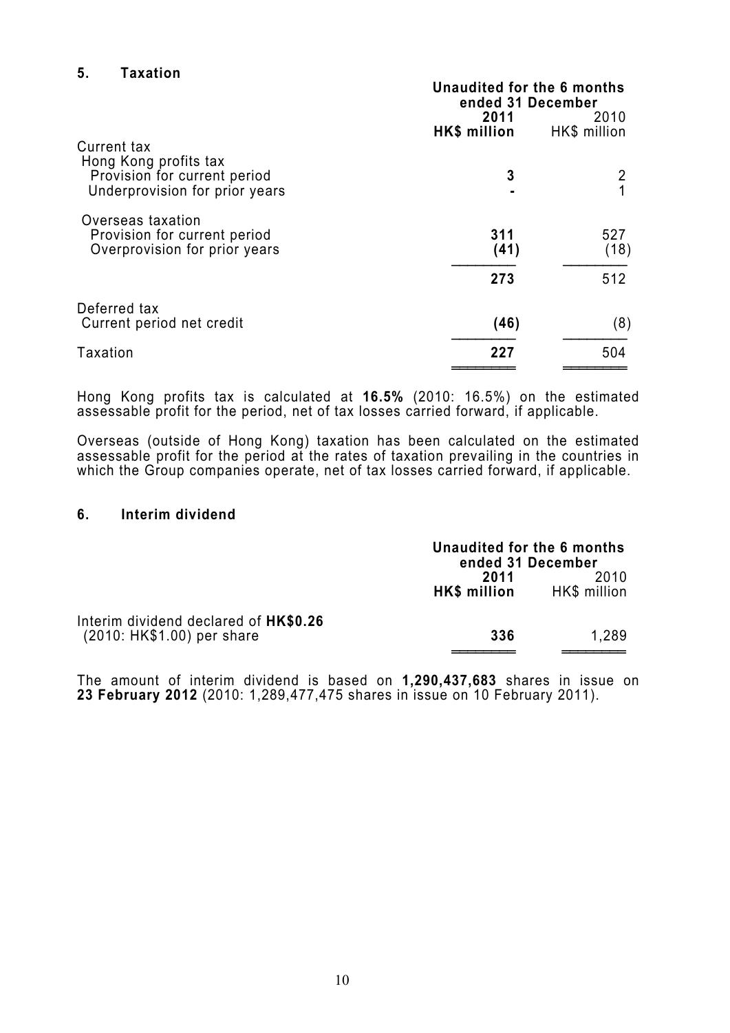## 5. Taxation

| | Unaudited for the 6 months ended 31 December | |
|---|---|---|
| | **2011** | 2010 |
| | **HK$ million** | HK$ million |
| Current tax | | |
| Hong Kong profits tax | | |
| Provision for current period | **3** | 2 |
| Underprovision for prior years | **-** | 1 |
| Overseas taxation | | |
| Provision for current period | **311** | 527 |
| Overprovision for prior years | **(41)** | (18) |
| | **273** | 512 |
| Deferred tax | | |
| Current period net credit | **(46)** | (8) |
| Taxation | **227** | 504 |

Hong Kong profits tax is calculated at **16.5%** (2010: 16.5%) on the estimated assessable profit for the period, net of tax losses carried forward, if applicable.

Overseas (outside of Hong Kong) taxation has been calculated on the estimated assessable profit for the period at the rates of taxation prevailing in the countries in which the Group companies operate, net of tax losses carried forward, if applicable.

## 6. Interim dividend

| | Unaudited for the 6 months ended 31 December | |
|---|---|---|
| | **2011** | 2010 |
| | **HK$ million** | HK$ million |
| Interim dividend declared of **HK$0.26** (2010: HK$1.00) per share | **336** | 1,289 |

The amount of interim dividend is based on **1,290,437,683** shares in issue on **23 February 2012** (2010: 1,289,477,475 shares in issue on 10 February 2011).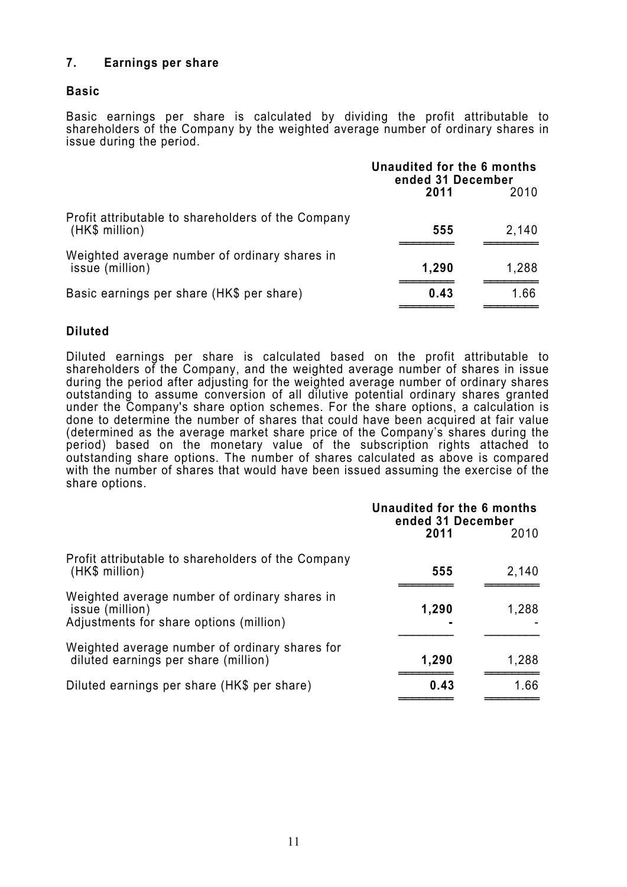## 7. Earnings per share

### Basic

Basic earnings per share is calculated by dividing the profit attributable to shareholders of the Company by the weighted average number of ordinary shares in issue during the period.

| | Unaudited for the 6 months ended 31 December | |
|---|---|---|
| | **2011** | 2010 |
| Profit attributable to shareholders of the Company (HK$ million) | **555** | 2,140 |
| Weighted average number of ordinary shares in issue (million) | **1,290** | 1,288 |
| Basic earnings per share (HK$ per share) | **0.43** | 1.66 |

### Diluted

Diluted earnings per share is calculated based on the profit attributable to shareholders of the Company, and the weighted average number of shares in issue during the period after adjusting for the weighted average number of ordinary shares outstanding to assume conversion of all dilutive potential ordinary shares granted under the Company's share option schemes. For the share options, a calculation is done to determine the number of shares that could have been acquired at fair value (determined as the average market share price of the Company's shares during the period) based on the monetary value of the subscription rights attached to outstanding share options. The number of shares calculated as above is compared with the number of shares that would have been issued assuming the exercise of the share options.

| | Unaudited for the 6 months ended 31 December | |
|---|---|---|
| | **2011** | 2010 |
| Profit attributable to shareholders of the Company (HK$ million) | **555** | 2,140 |
| Weighted average number of ordinary shares in issue (million) | **1,290** | 1,288 |
| Adjustments for share options (million) | **-** | - |
| Weighted average number of ordinary shares for diluted earnings per share (million) | **1,290** | 1,288 |
| Diluted earnings per share (HK$ per share) | **0.43** | 1.66 |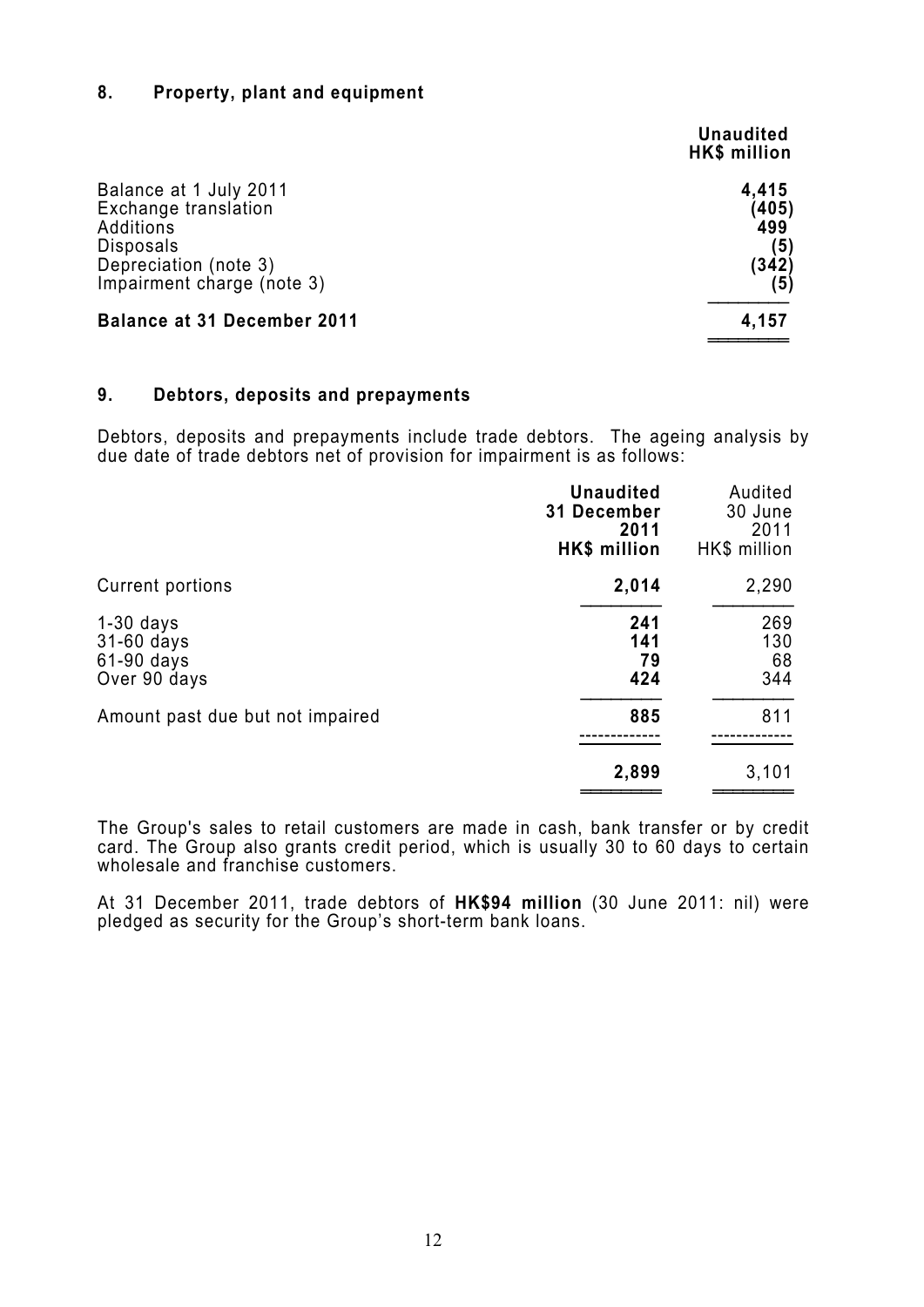## 8. Property, plant and equipment

| | **Unaudited HK$ million** |
|---|---|
| Balance at 1 July 2011 | **4,415** |
| Exchange translation | **(405)** |
| Additions | **499** |
| Disposals | **(5)** |
| Depreciation (note 3) | **(342)** |
| Impairment charge (note 3) | **(5)** |
| **Balance at 31 December 2011** | **4,157** |

## 9. Debtors, deposits and prepayments

Debtors, deposits and prepayments include trade debtors. The ageing analysis by due date of trade debtors net of provision for impairment is as follows:

| | **Unaudited 31 December 2011 HK$ million** | Audited 30 June 2011 HK$ million |
|---|---|---|
| Current portions | **2,014** | 2,290 |
| 1-30 days | **241** | 269 |
| 31-60 days | **141** | 130 |
| 61-90 days | **79** | 68 |
| Over 90 days | **424** | 344 |
| Amount past due but not impaired | **885** | 811 |
| | **2,899** | 3,101 |

The Group's sales to retail customers are made in cash, bank transfer or by credit card. The Group also grants credit period, which is usually 30 to 60 days to certain wholesale and franchise customers.

At 31 December 2011, trade debtors of **HK$94 million** (30 June 2011: nil) were pledged as security for the Group's short-term bank loans.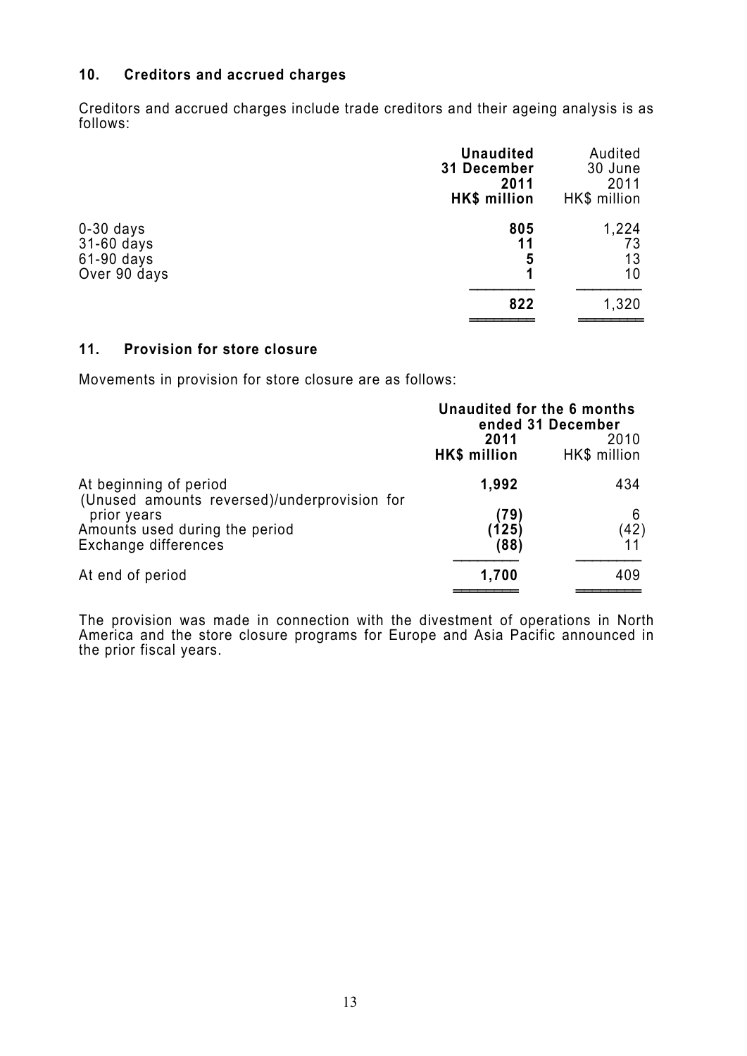## 10. Creditors and accrued charges

Creditors and accrued charges include trade creditors and their ageing analysis is as follows:

| | **Unaudited 31 December 2011 HK$ million** | Audited 30 June 2011 HK$ million |
|---|---|---|
| 0-30 days | **805** | 1,224 |
| 31-60 days | **11** | 73 |
| 61-90 days | **5** | 13 |
| Over 90 days | **1** | 10 |
| | **822** | 1,320 |

## 11. Provision for store closure

Movements in provision for store closure are as follows:

| | **Unaudited for the 6 months ended 31 December** | |
|---|---|---|
| | **2011 HK$ million** | 2010 HK$ million |
| At beginning of period | **1,992** | 434 |
| (Unused amounts reversed)/underprovision for prior years | **(79)** | 6 |
| Amounts used during the period | **(125)** | (42) |
| Exchange differences | **(88)** | 11 |
| At end of period | **1,700** | 409 |

The provision was made in connection with the divestment of operations in North America and the store closure programs for Europe and Asia Pacific announced in the prior fiscal years.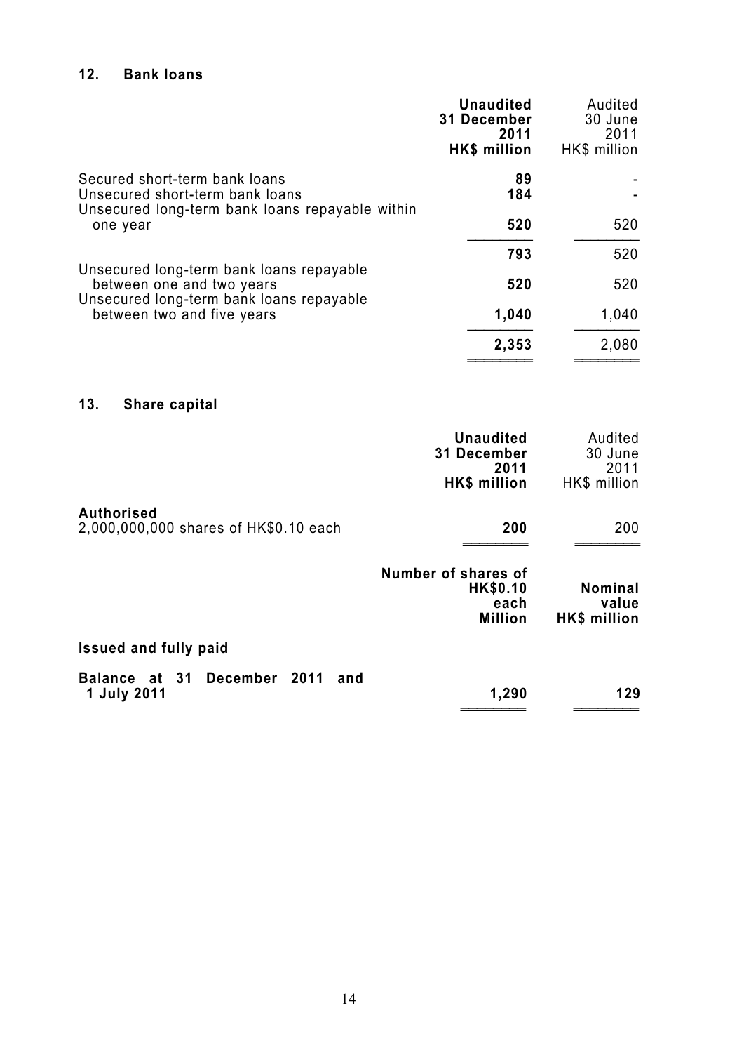## 12. Bank loans

| | **Unaudited 31 December 2011 HK$ million** | Audited 30 June 2011 HK$ million |
|---|---|---|
| Secured short-term bank loans | **89** | - |
| Unsecured short-term bank loans | **184** | - |
| Unsecured long-term bank loans repayable within one year | **520** | 520 |
| | **793** | 520 |
| Unsecured long-term bank loans repayable between one and two years | **520** | 520 |
| Unsecured long-term bank loans repayable between two and five years | **1,040** | 1,040 |
| | **2,353** | 2,080 |

## 13. Share capital

| | **Unaudited 31 December 2011 HK$ million** | Audited 30 June 2011 HK$ million |
|---|---|---|
| **Authorised** | | |
| 2,000,000,000 shares of HK$0.10 each | **200** | 200 |

| | **Number of shares of HK$0.10 each Million** | **Nominal value HK$ million** |
|---|---|---|
| **Issued and fully paid** | | |
| **Balance at 31 December 2011 and 1 July 2011** | **1,290** | **129** |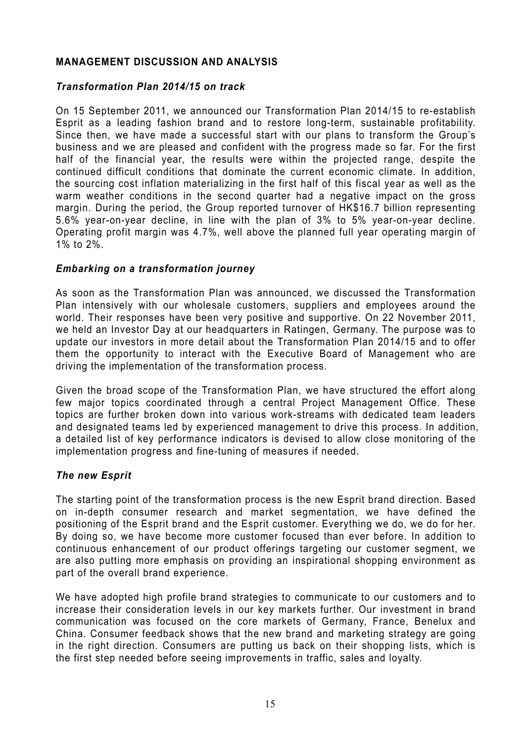## MANAGEMENT DISCUSSION AND ANALYSIS

### *Transformation Plan 2014/15 on track*

On 15 September 2011, we announced our Transformation Plan 2014/15 to re-establish Esprit as a leading fashion brand and to restore long-term, sustainable profitability. Since then, we have made a successful start with our plans to transform the Group's business and we are pleased and confident with the progress made so far. For the first half of the financial year, the results were within the projected range, despite the continued difficult conditions that dominate the current economic climate. In addition, the sourcing cost inflation materializing in the first half of this fiscal year as well as the warm weather conditions in the second quarter had a negative impact on the gross margin. During the period, the Group reported turnover of HK$16.7 billion representing 5.6% year-on-year decline, in line with the plan of 3% to 5% year-on-year decline. Operating profit margin was 4.7%, well above the planned full year operating margin of 1% to 2%.

### *Embarking on a transformation journey*

As soon as the Transformation Plan was announced, we discussed the Transformation Plan intensively with our wholesale customers, suppliers and employees around the world. Their responses have been very positive and supportive. On 22 November 2011, we held an Investor Day at our headquarters in Ratingen, Germany. The purpose was to update our investors in more detail about the Transformation Plan 2014/15 and to offer them the opportunity to interact with the Executive Board of Management who are driving the implementation of the transformation process.

Given the broad scope of the Transformation Plan, we have structured the effort along few major topics coordinated through a central Project Management Office. These topics are further broken down into various work-streams with dedicated team leaders and designated teams led by experienced management to drive this process. In addition, a detailed list of key performance indicators is devised to allow close monitoring of the implementation progress and fine-tuning of measures if needed.

### *The new Esprit*

The starting point of the transformation process is the new Esprit brand direction. Based on in-depth consumer research and market segmentation, we have defined the positioning of the Esprit brand and the Esprit customer. Everything we do, we do for her. By doing so, we have become more customer focused than ever before. In addition to continuous enhancement of our product offerings targeting our customer segment, we are also putting more emphasis on providing an inspirational shopping environment as part of the overall brand experience.

We have adopted high profile brand strategies to communicate to our customers and to increase their consideration levels in our key markets further. Our investment in brand communication was focused on the core markets of Germany, France, Benelux and China. Consumer feedback shows that the new brand and marketing strategy are going in the right direction. Consumers are putting us back on their shopping lists, which is the first step needed before seeing improvements in traffic, sales and loyalty.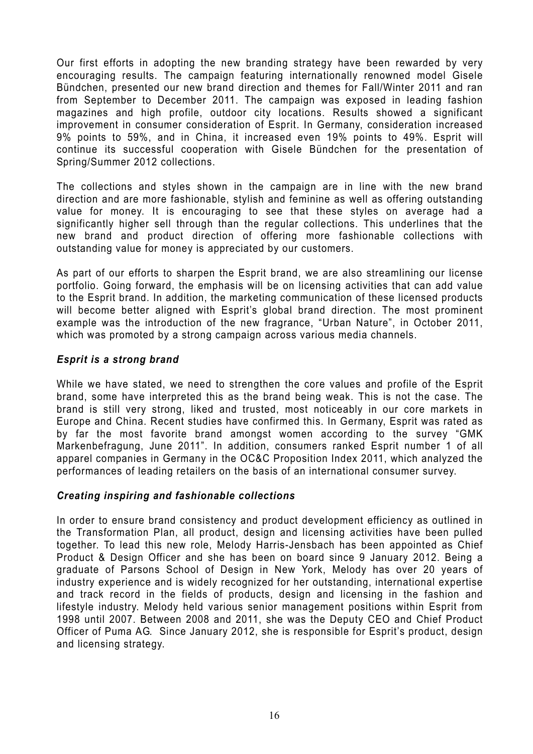Our first efforts in adopting the new branding strategy have been rewarded by very encouraging results. The campaign featuring internationally renowned model Gisele Bündchen, presented our new brand direction and themes for Fall/Winter 2011 and ran from September to December 2011. The campaign was exposed in leading fashion magazines and high profile, outdoor city locations. Results showed a significant improvement in consumer consideration of Esprit. In Germany, consideration increased 9% points to 59%, and in China, it increased even 19% points to 49%. Esprit will continue its successful cooperation with Gisele Bündchen for the presentation of Spring/Summer 2012 collections.

The collections and styles shown in the campaign are in line with the new brand direction and are more fashionable, stylish and feminine as well as offering outstanding value for money. It is encouraging to see that these styles on average had a significantly higher sell through than the regular collections. This underlines that the new brand and product direction of offering more fashionable collections with outstanding value for money is appreciated by our customers.

As part of our efforts to sharpen the Esprit brand, we are also streamlining our license portfolio. Going forward, the emphasis will be on licensing activities that can add value to the Esprit brand. In addition, the marketing communication of these licensed products will become better aligned with Esprit's global brand direction. The most prominent example was the introduction of the new fragrance, "Urban Nature", in October 2011, which was promoted by a strong campaign across various media channels.

### *Esprit is a strong brand*

While we have stated, we need to strengthen the core values and profile of the Esprit brand, some have interpreted this as the brand being weak. This is not the case. The brand is still very strong, liked and trusted, most noticeably in our core markets in Europe and China. Recent studies have confirmed this. In Germany, Esprit was rated as by far the most favorite brand amongst women according to the survey "GMK Markenbefragung, June 2011". In addition, consumers ranked Esprit number 1 of all apparel companies in Germany in the OC&C Proposition Index 2011, which analyzed the performances of leading retailers on the basis of an international consumer survey.

### *Creating inspiring and fashionable collections*

In order to ensure brand consistency and product development efficiency as outlined in the Transformation Plan, all product, design and licensing activities have been pulled together. To lead this new role, Melody Harris-Jensbach has been appointed as Chief Product & Design Officer and she has been on board since 9 January 2012. Being a graduate of Parsons School of Design in New York, Melody has over 20 years of industry experience and is widely recognized for her outstanding, international expertise and track record in the fields of products, design and licensing in the fashion and lifestyle industry. Melody held various senior management positions within Esprit from 1998 until 2007. Between 2008 and 2011, she was the Deputy CEO and Chief Product Officer of Puma AG. Since January 2012, she is responsible for Esprit's product, design and licensing strategy.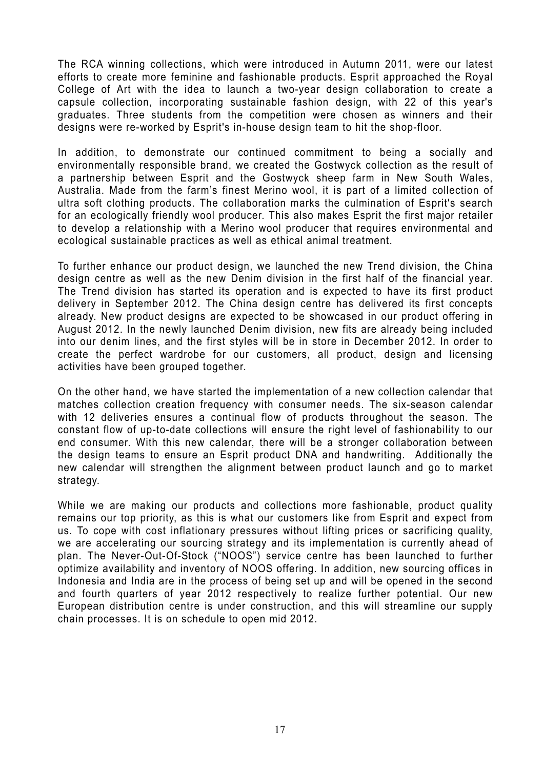The RCA winning collections, which were introduced in Autumn 2011, were our latest efforts to create more feminine and fashionable products. Esprit approached the Royal College of Art with the idea to launch a two-year design collaboration to create a capsule collection, incorporating sustainable fashion design, with 22 of this year's graduates. Three students from the competition were chosen as winners and their designs were re-worked by Esprit's in-house design team to hit the shop-floor.

In addition, to demonstrate our continued commitment to being a socially and environmentally responsible brand, we created the Gostwyck collection as the result of a partnership between Esprit and the Gostwyck sheep farm in New South Wales, Australia. Made from the farm's finest Merino wool, it is part of a limited collection of ultra soft clothing products. The collaboration marks the culmination of Esprit's search for an ecologically friendly wool producer. This also makes Esprit the first major retailer to develop a relationship with a Merino wool producer that requires environmental and ecological sustainable practices as well as ethical animal treatment.

To further enhance our product design, we launched the new Trend division, the China design centre as well as the new Denim division in the first half of the financial year. The Trend division has started its operation and is expected to have its first product delivery in September 2012. The China design centre has delivered its first concepts already. New product designs are expected to be showcased in our product offering in August 2012. In the newly launched Denim division, new fits are already being included into our denim lines, and the first styles will be in store in December 2012. In order to create the perfect wardrobe for our customers, all product, design and licensing activities have been grouped together.

On the other hand, we have started the implementation of a new collection calendar that matches collection creation frequency with consumer needs. The six-season calendar with 12 deliveries ensures a continual flow of products throughout the season. The constant flow of up-to-date collections will ensure the right level of fashionability to our end consumer. With this new calendar, there will be a stronger collaboration between the design teams to ensure an Esprit product DNA and handwriting. Additionally the new calendar will strengthen the alignment between product launch and go to market strategy.

While we are making our products and collections more fashionable, product quality remains our top priority, as this is what our customers like from Esprit and expect from us. To cope with cost inflationary pressures without lifting prices or sacrificing quality, we are accelerating our sourcing strategy and its implementation is currently ahead of plan. The Never-Out-Of-Stock ("NOOS") service centre has been launched to further optimize availability and inventory of NOOS offering. In addition, new sourcing offices in Indonesia and India are in the process of being set up and will be opened in the second and fourth quarters of year 2012 respectively to realize further potential. Our new European distribution centre is under construction, and this will streamline our supply chain processes. It is on schedule to open mid 2012.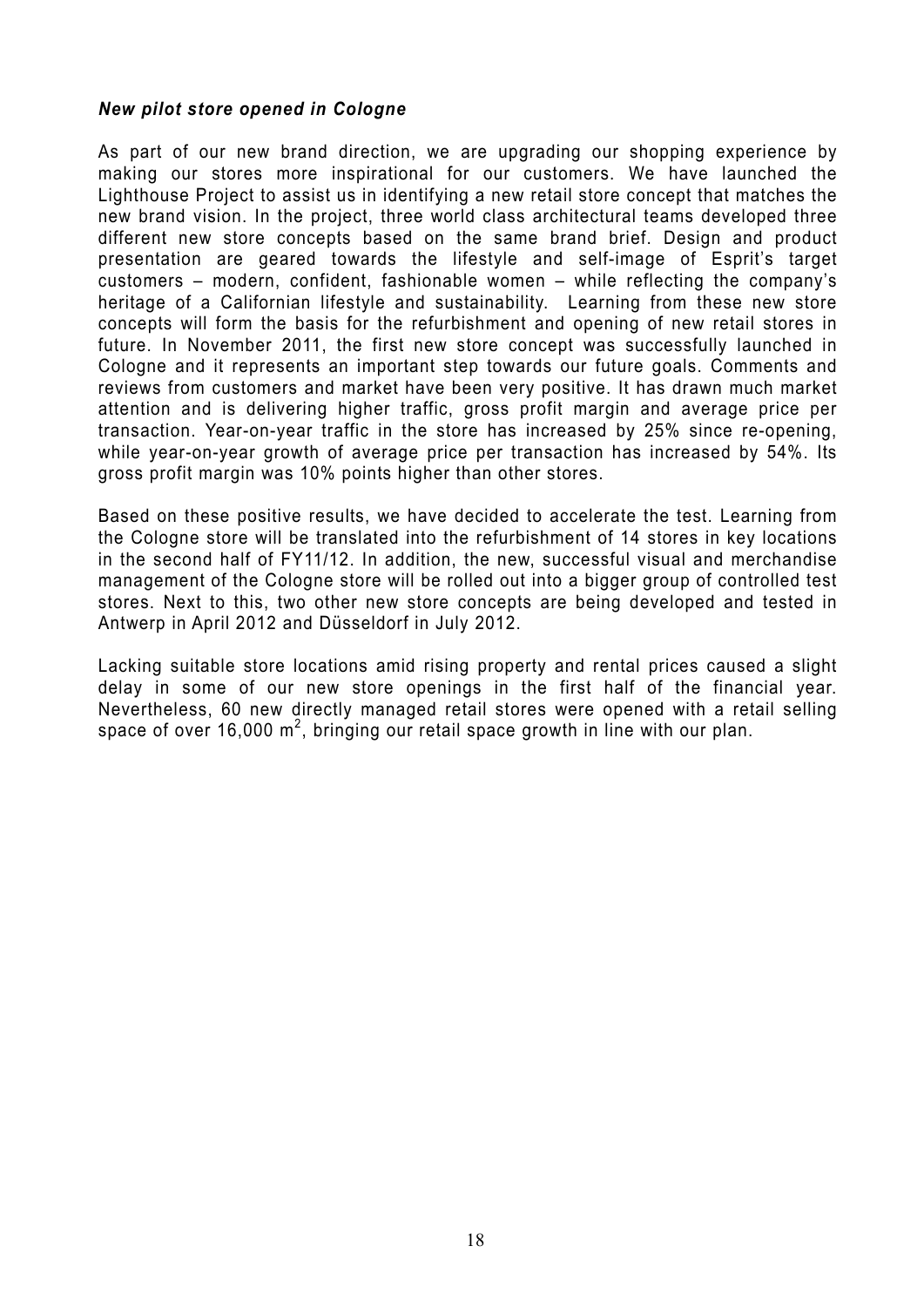***New pilot store opened in Cologne***

As part of our new brand direction, we are upgrading our shopping experience by making our stores more inspirational for our customers. We have launched the Lighthouse Project to assist us in identifying a new retail store concept that matches the new brand vision. In the project, three world class architectural teams developed three different new store concepts based on the same brand brief. Design and product presentation are geared towards the lifestyle and self-image of Esprit's target customers – modern, confident, fashionable women – while reflecting the company's heritage of a Californian lifestyle and sustainability. Learning from these new store concepts will form the basis for the refurbishment and opening of new retail stores in future. In November 2011, the first new store concept was successfully launched in Cologne and it represents an important step towards our future goals. Comments and reviews from customers and market have been very positive. It has drawn much market attention and is delivering higher traffic, gross profit margin and average price per transaction. Year-on-year traffic in the store has increased by 25% since re-opening, while year-on-year growth of average price per transaction has increased by 54%. Its gross profit margin was 10% points higher than other stores.

Based on these positive results, we have decided to accelerate the test. Learning from the Cologne store will be translated into the refurbishment of 14 stores in key locations in the second half of FY11/12. In addition, the new, successful visual and merchandise management of the Cologne store will be rolled out into a bigger group of controlled test stores. Next to this, two other new store concepts are being developed and tested in Antwerp in April 2012 and Düsseldorf in July 2012.

Lacking suitable store locations amid rising property and rental prices caused a slight delay in some of our new store openings in the first half of the financial year. Nevertheless, 60 new directly managed retail stores were opened with a retail selling space of over 16,000 $m^2$, bringing our retail space growth in line with our plan.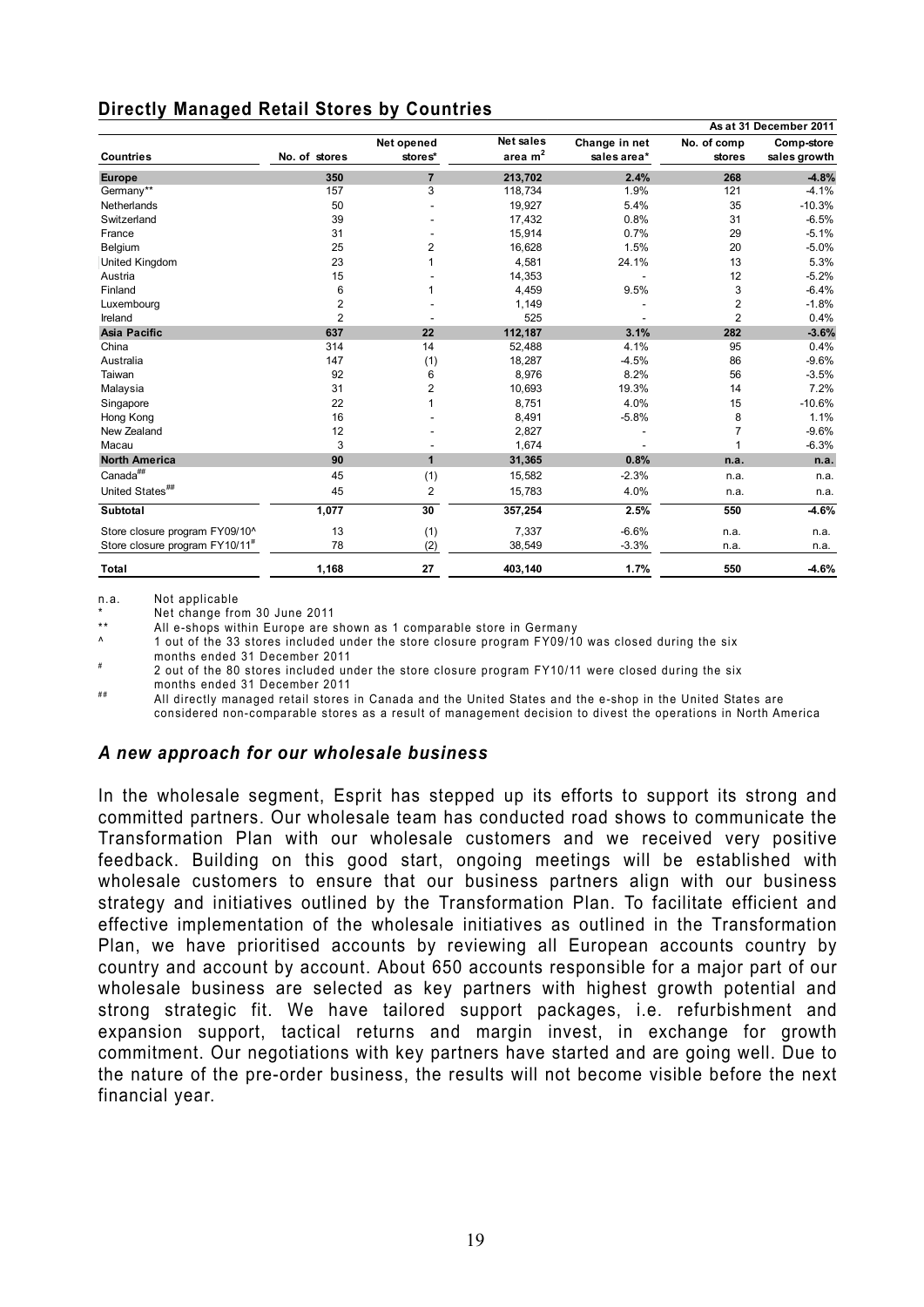## Directly Managed Retail Stores by Countries

| | | | | | | As at 31 December 2011 |
|---|---|---|---|---|---|---|
| **Countries** | **No. of stores** | **Net opened stores*** | **Net sales area m²** | **Change in net sales area*** | **No. of comp stores** | **Comp-store sales growth** |
| **Europe** | **350** | **7** | **213,702** | **2.4%** | **268** | **-4.8%** |
| Germany** | 157 | 3 | 118,734 | 1.9% | 121 | -4.1% |
| Netherlands | 50 | - | 19,927 | 5.4% | 35 | -10.3% |
| Switzerland | 39 | - | 17,432 | 0.8% | 31 | -6.5% |
| France | 31 | - | 15,914 | 0.7% | 29 | -5.1% |
| Belgium | 25 | 2 | 16,628 | 1.5% | 20 | -5.0% |
| United Kingdom | 23 | 1 | 4,581 | 24.1% | 13 | 5.3% |
| Austria | 15 | - | 14,353 | - | 12 | -5.2% |
| Finland | 6 | 1 | 4,459 | 9.5% | 3 | -6.4% |
| Luxembourg | 2 | - | 1,149 | - | 2 | -1.8% |
| Ireland | 2 | - | 525 | - | 2 | 0.4% |
| **Asia Pacific** | **637** | **22** | **112,187** | **3.1%** | **282** | **-3.6%** |
| China | 314 | 14 | 52,488 | 4.1% | 95 | 0.4% |
| Australia | 147 | (1) | 18,287 | -4.5% | 86 | -9.6% |
| Taiwan | 92 | 6 | 8,976 | 8.2% | 56 | -3.5% |
| Malaysia | 31 | 2 | 10,693 | 19.3% | 14 | 7.2% |
| Singapore | 22 | 1 | 8,751 | 4.0% | 15 | -10.6% |
| Hong Kong | 16 | - | 8,491 | -5.8% | 8 | 1.1% |
| New Zealand | 12 | - | 2,827 | - | 7 | -9.6% |
| Macau | 3 | - | 1,674 | - | 1 | -6.3% |
| **North America** | **90** | **1** | **31,365** | **0.8%** | **n.a.** | **n.a.** |
| Canada## | 45 | (1) | 15,582 | -2.3% | n.a. | n.a. |
| United States## | 45 | 2 | 15,783 | 4.0% | n.a. | n.a. |
| **Subtotal** | **1,077** | **30** | **357,254** | **2.5%** | **550** | **-4.6%** |
| Store closure program FY09/10^ | 13 | (1) | 7,337 | -6.6% | n.a. | n.a. |
| Store closure program FY10/11# | 78 | (2) | 38,549 | -3.3% | n.a. | n.a. |
| **Total** | **1,168** | **27** | **403,140** | **1.7%** | **550** | **-4.6%** |

n.a. Not applicable
* Net change from 30 June 2011
** All e-shops within Europe are shown as 1 comparable store in Germany
^ 1 out of the 33 stores included under the store closure program FY09/10 was closed during the six months ended 31 December 2011
# 2 out of the 80 stores included under the store closure program FY10/11 were closed during the six months ended 31 December 2011
## All directly managed retail stores in Canada and the United States and the e-shop in the United States are considered non-comparable stores as a result of management decision to divest the operations in North America

### *A new approach for our wholesale business*

In the wholesale segment, Esprit has stepped up its efforts to support its strong and committed partners. Our wholesale team has conducted road shows to communicate the Transformation Plan with our wholesale customers and we received very positive feedback. Building on this good start, ongoing meetings will be established with wholesale customers to ensure that our business partners align with our business strategy and initiatives outlined by the Transformation Plan. To facilitate efficient and effective implementation of the wholesale initiatives as outlined in the Transformation Plan, we have prioritised accounts by reviewing all European accounts country by country and account by account. About 650 accounts responsible for a major part of our wholesale business are selected as key partners with highest growth potential and strong strategic fit. We have tailored support packages, i.e. refurbishment and expansion support, tactical returns and margin invest, in exchange for growth commitment. Our negotiations with key partners have started and are going well. Due to the nature of the pre-order business, the results will not become visible before the next financial year.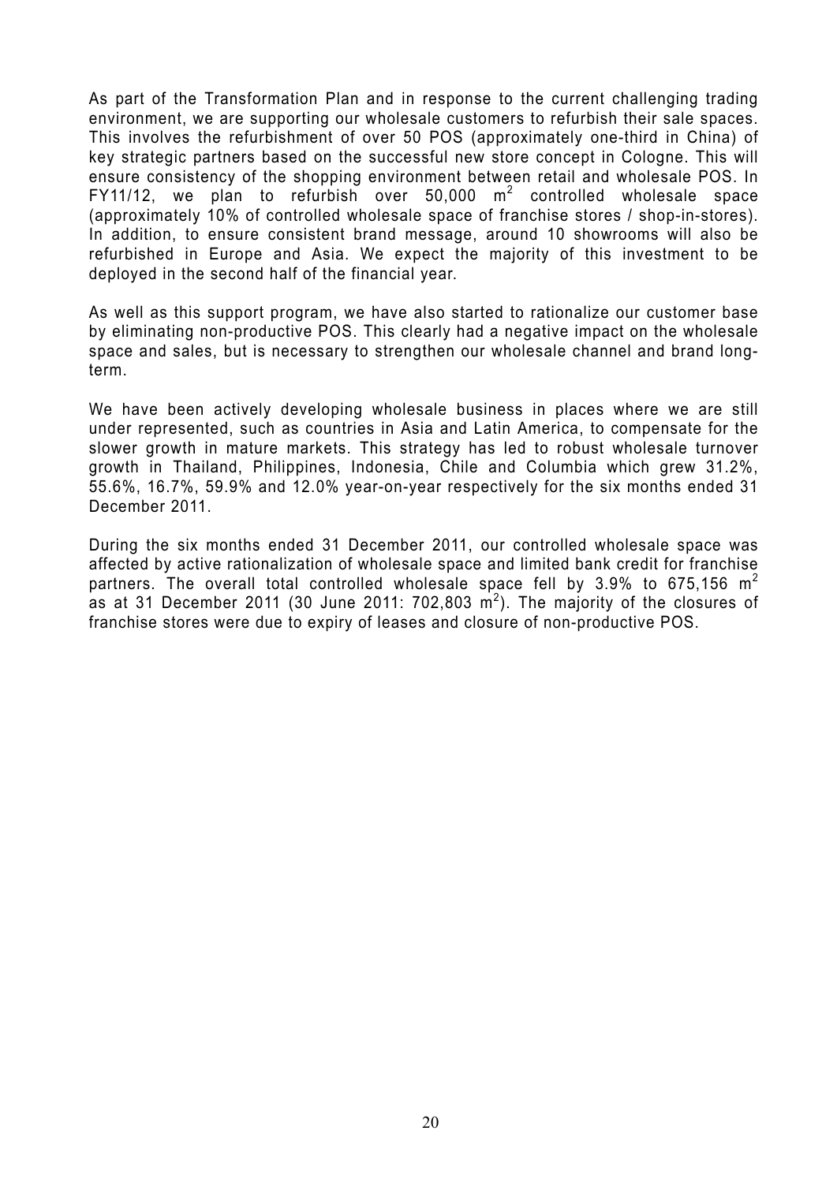As part of the Transformation Plan and in response to the current challenging trading environment, we are supporting our wholesale customers to refurbish their sale spaces. This involves the refurbishment of over 50 POS (approximately one-third in China) of key strategic partners based on the successful new store concept in Cologne. This will ensure consistency of the shopping environment between retail and wholesale POS. In FY11/12, we plan to refurbish over 50,000 $m^2$ controlled wholesale space (approximately 10% of controlled wholesale space of franchise stores / shop-in-stores). In addition, to ensure consistent brand message, around 10 showrooms will also be refurbished in Europe and Asia. We expect the majority of this investment to be deployed in the second half of the financial year.

As well as this support program, we have also started to rationalize our customer base by eliminating non-productive POS. This clearly had a negative impact on the wholesale space and sales, but is necessary to strengthen our wholesale channel and brand long-term.

We have been actively developing wholesale business in places where we are still under represented, such as countries in Asia and Latin America, to compensate for the slower growth in mature markets. This strategy has led to robust wholesale turnover growth in Thailand, Philippines, Indonesia, Chile and Columbia which grew 31.2%, 55.6%, 16.7%, 59.9% and 12.0% year-on-year respectively for the six months ended 31 December 2011.

During the six months ended 31 December 2011, our controlled wholesale space was affected by active rationalization of wholesale space and limited bank credit for franchise partners. The overall total controlled wholesale space fell by 3.9% to 675,156 $m^2$ as at 31 December 2011 (30 June 2011: 702,803 $m^2$). The majority of the closures of franchise stores were due to expiry of leases and closure of non-productive POS.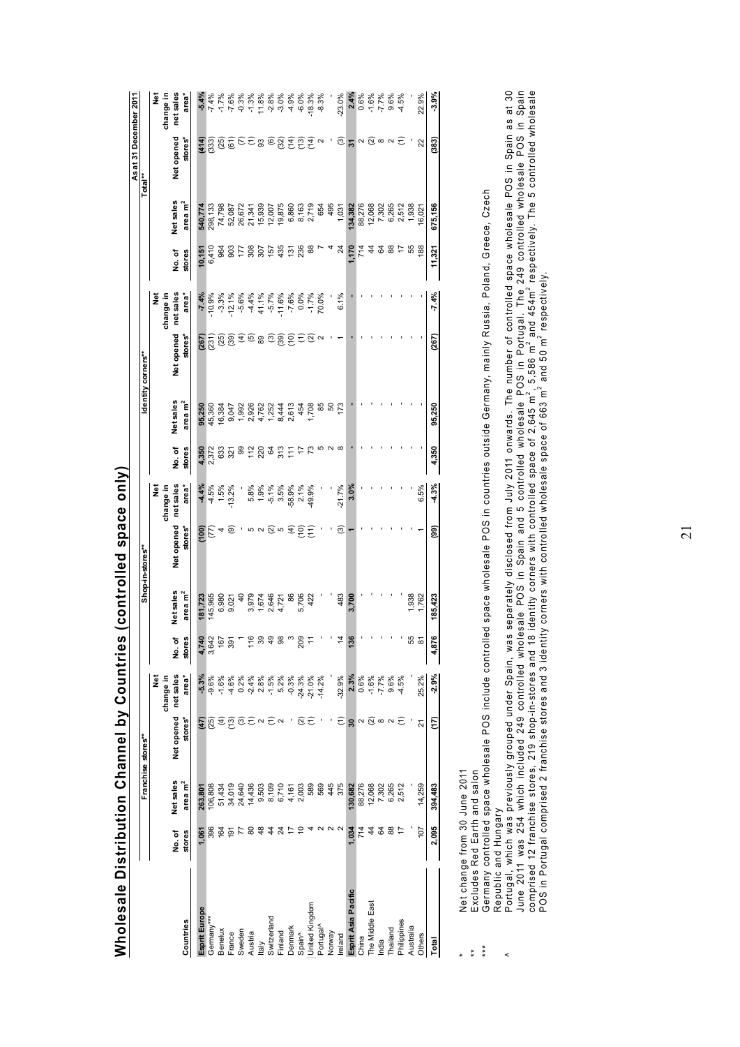# Wholesale Distribution Channel by Countries (controlled space only)

| | Franchise stores** | | | | Shop-in-stores** | | | | Identity corners** | | | | Total** | | | |
|---|---|---|---|---|---|---|---|---|---|---|---|---|---|---|---|---|
| | | | | | | | | | | | | | As at 31 December 2011 | | | |
| Countries | No. of stores | Net sales area m² | Net opened stores* | Net change in net sales area* | No. of stores | Net sales area m² | Net opened stores* | Net change in net sales area* | No. of stores | Net sales area m² | Net opened stores* | Net change in net sales area* | No. of stores | Net sales area m² | Net opened stores* | Net change in net sales area* |
| **Esprit Europe** | **1,061** | **263,801** | **(47)** | **-5.3%** | **4,740** | **181,723** | **(100)** | **-4.4%** | **4,350** | **95,250** | **(267)** | **-7.4%** | **10,151** | **540,774** | **(414)** | **-5.4%** |
| Germany*** | 396 | 106,808 | (25) | -9.6% | 3,642 | 145,965 | (77) | -4.5% | 2,372 | 45,360 | (231) | -10.9% | 6,410 | 298,133 | (333) | -7.4% |
| Benelux | 164 | 51,434 | (4) | -1.6% | 167 | 6,980 | 4 | 1.5% | 633 | 16,384 | (25) | -3.3% | 964 | 74,798 | (25) | -1.7% |
| France | 191 | 34,019 | (13) | -4.6% | 391 | 9,021 | (9) | -13.2% | 321 | 9,047 | (39) | -12.1% | 903 | 52,087 | (61) | -7.6% |
| Sweden | 77 | 24,640 | (3) | 0.2% | 1 | 40 | - | - | 99 | 1,992 | (4) | -5.6% | 177 | 26,672 | (7) | -0.3% |
| Austria | 80 | 14,436 | (1) | -2.4% | 116 | 3,979 | 5 | 5.8% | 112 | 2,926 | (5) | -4.4% | 308 | 21,341 | (1) | -1.3% |
| Italy | 48 | 9,503 | 2 | 2.8% | 39 | 1,674 | 2 | 1.9% | 220 | 4,762 | 89 | 41.1% | 307 | 15,939 | 93 | 11.8% |
| Switzerland | 44 | 8,109 | (1) | -1.5% | 49 | 2,646 | (2) | -5.1% | 64 | 1,252 | (3) | -5.7% | 157 | 12,007 | (6) | -2.8% |
| Finland | 24 | 6,710 | 2 | 5.2% | 98 | 4,721 | 5 | 3.5% | 313 | 8,444 | (39) | -11.6% | 435 | 19,875 | (32) | -3.0% |
| Denmark | 17 | 4,161 | - | -0.3% | 3 | 86 | (4) | -58.9% | 111 | 2,613 | (10) | -7.6% | 131 | 6,860 | (14) | -4.9% |
| Spain^ | 10 | 2,003 | (2) | -24.3% | 209 | 5,706 | (10) | 2.1% | 17 | 454 | (1) | 0.0% | 236 | 8,163 | (13) | -6.0% |
| United Kingdom | 4 | 589 | (1) | -21.0% | 11 | 422 | (11) | -49.9% | 73 | 1,708 | (2) | -1.7% | 88 | 2,719 | (14) | -18.3% |
| Portugal^ | 2 | 569 | - | -14.2% | - | - | - | - | 5 | 85 | 2 | 70.0% | 7 | 654 | 2 | -8.3% |
| Norway | 2 | 445 | - | - | - | - | - | - | 2 | 50 | - | - | 4 | 495 | - | - |
| Ireland | 2 | 375 | (1) | -32.9% | 14 | 483 | (3) | -21.7% | 8 | 173 | 1 | 6.1% | 24 | 1,031 | (3) | -23.0% |
| **Esprit Asia Pacific** | **1,034** | **130,682** | **30** | **2.3%** | **136** | **3,700** | **1** | **3.0%** | **-** | **-** | **-** | **-** | **1,170** | **134,382** | **31** | **2.4%** |
| China | 714 | 88,276 | 2 | 0.6% | - | - | - | - | - | - | - | - | 714 | 88,276 | 2 | 0.6% |
| The Middle East | 44 | 12,068 | (2) | -1.6% | - | - | - | - | - | - | - | - | 44 | 12,068 | (2) | -1.6% |
| India | 64 | 7,302 | 8 | -7.7% | - | - | - | - | - | - | - | - | 64 | 7,302 | 8 | -7.7% |
| Thailand | 88 | 6,265 | 2 | 9.6% | - | - | - | - | - | - | - | - | 88 | 6,265 | 2 | 9.6% |
| Philippines | 17 | 2,512 | (1) | -4.5% | - | - | - | - | - | - | - | - | 17 | 2,512 | (1) | -4.5% |
| Australia | - | - | - | - | 55 | 1,938 | - | - | - | - | - | - | 55 | 1,938 | - | - |
| Others | 107 | 14,259 | 21 | 25.2% | 81 | 1,762 | 1 | 6.5% | - | - | - | - | 188 | 16,021 | 22 | 22.9% |
| **Total** | **2,095** | **394,483** | **(17)** | **-2.9%** | **4,876** | **185,423** | **(99)** | **-4.3%** | **4,350** | **95,250** | **(267)** | **-7.4%** | **11,321** | **675,156** | **(383)** | **-3.9%** |

\* Net change from 30 June 2011

\*\* Excludes Red Earth and salon

\*\*\* Germany controlled space wholesale POS include controlled space wholesale POS in countries outside Germany, mainly Russia, Poland, Greece, Czech Republic and Hungary

^ Portugal, which was previously grouped under Spain, was separately disclosed from July 2011 onwards. The number of controlled space wholesale POS in Spain as at 30 June 2011 was 254 which included 249 controlled wholesale POS in Spain and 5 controlled wholesale POS in Portugal. The 249 controlled wholesale POS in Spain comprised 12 franchise stores, 219 shop-in-stores and 18 identity corners with controlled space of 2,645 m², 5,586 m² and 454m² respectively. The 5 controlled wholesale POS in Portugal comprised 2 franchise stores and 3 identity corners with controlled wholesale space of 663 m² and 50 m² respectively.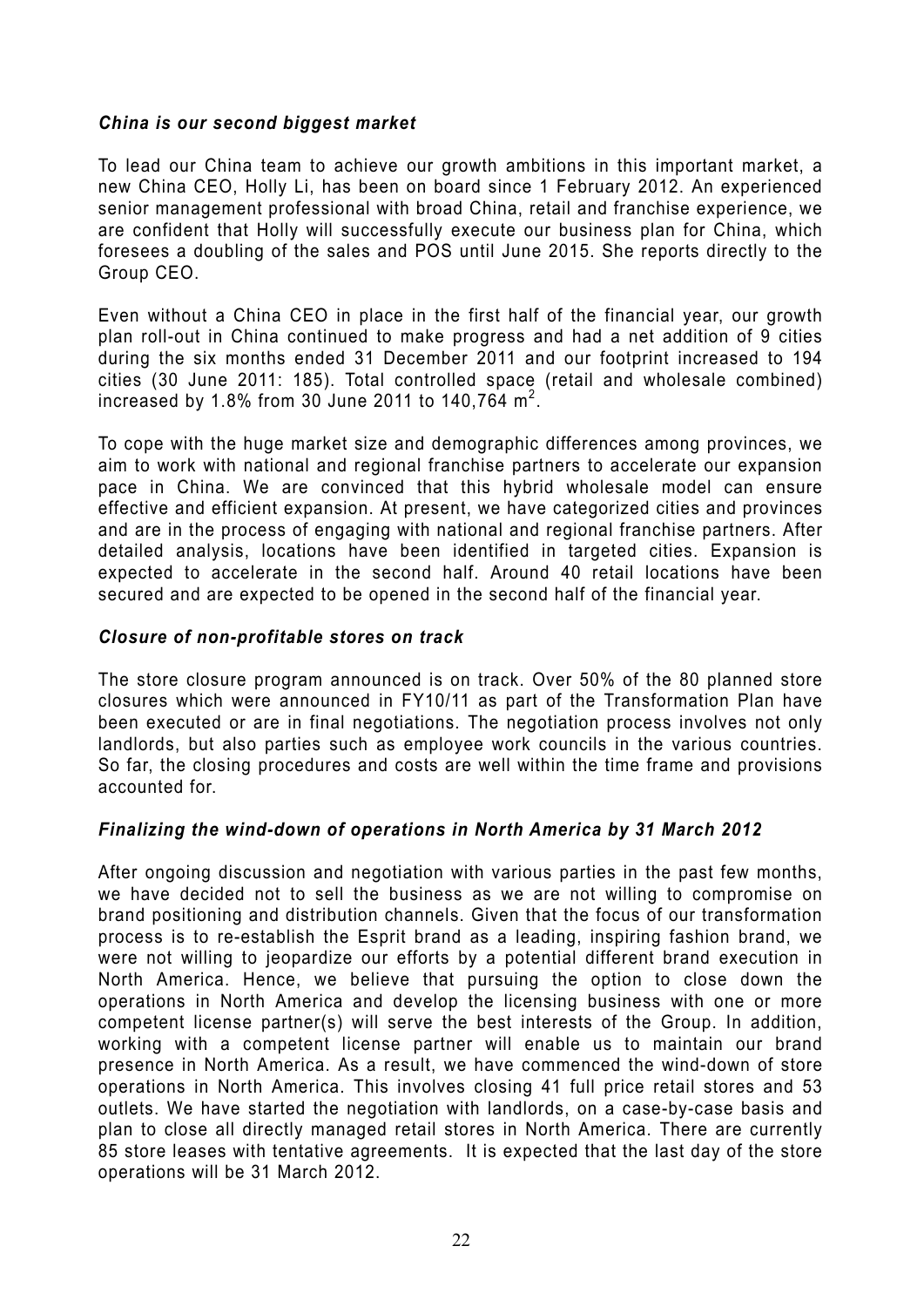***China is our second biggest market***

To lead our China team to achieve our growth ambitions in this important market, a new China CEO, Holly Li, has been on board since 1 February 2012. An experienced senior management professional with broad China, retail and franchise experience, we are confident that Holly will successfully execute our business plan for China, which foresees a doubling of the sales and POS until June 2015. She reports directly to the Group CEO.

Even without a China CEO in place in the first half of the financial year, our growth plan roll-out in China continued to make progress and had a net addition of 9 cities during the six months ended 31 December 2011 and our footprint increased to 194 cities (30 June 2011: 185). Total controlled space (retail and wholesale combined) increased by 1.8% from 30 June 2011 to 140,764 $m^2$.

To cope with the huge market size and demographic differences among provinces, we aim to work with national and regional franchise partners to accelerate our expansion pace in China. We are convinced that this hybrid wholesale model can ensure effective and efficient expansion. At present, we have categorized cities and provinces and are in the process of engaging with national and regional franchise partners. After detailed analysis, locations have been identified in targeted cities. Expansion is expected to accelerate in the second half. Around 40 retail locations have been secured and are expected to be opened in the second half of the financial year.

***Closure of non-profitable stores on track***

The store closure program announced is on track. Over 50% of the 80 planned store closures which were announced in FY10/11 as part of the Transformation Plan have been executed or are in final negotiations. The negotiation process involves not only landlords, but also parties such as employee work councils in the various countries. So far, the closing procedures and costs are well within the time frame and provisions accounted for.

***Finalizing the wind-down of operations in North America by 31 March 2012***

After ongoing discussion and negotiation with various parties in the past few months, we have decided not to sell the business as we are not willing to compromise on brand positioning and distribution channels. Given that the focus of our transformation process is to re-establish the Esprit brand as a leading, inspiring fashion brand, we were not willing to jeopardize our efforts by a potential different brand execution in North America. Hence, we believe that pursuing the option to close down the operations in North America and develop the licensing business with one or more competent license partner(s) will serve the best interests of the Group. In addition, working with a competent license partner will enable us to maintain our brand presence in North America. As a result, we have commenced the wind-down of store operations in North America. This involves closing 41 full price retail stores and 53 outlets. We have started the negotiation with landlords, on a case-by-case basis and plan to close all directly managed retail stores in North America. There are currently 85 store leases with tentative agreements. It is expected that the last day of the store operations will be 31 March 2012.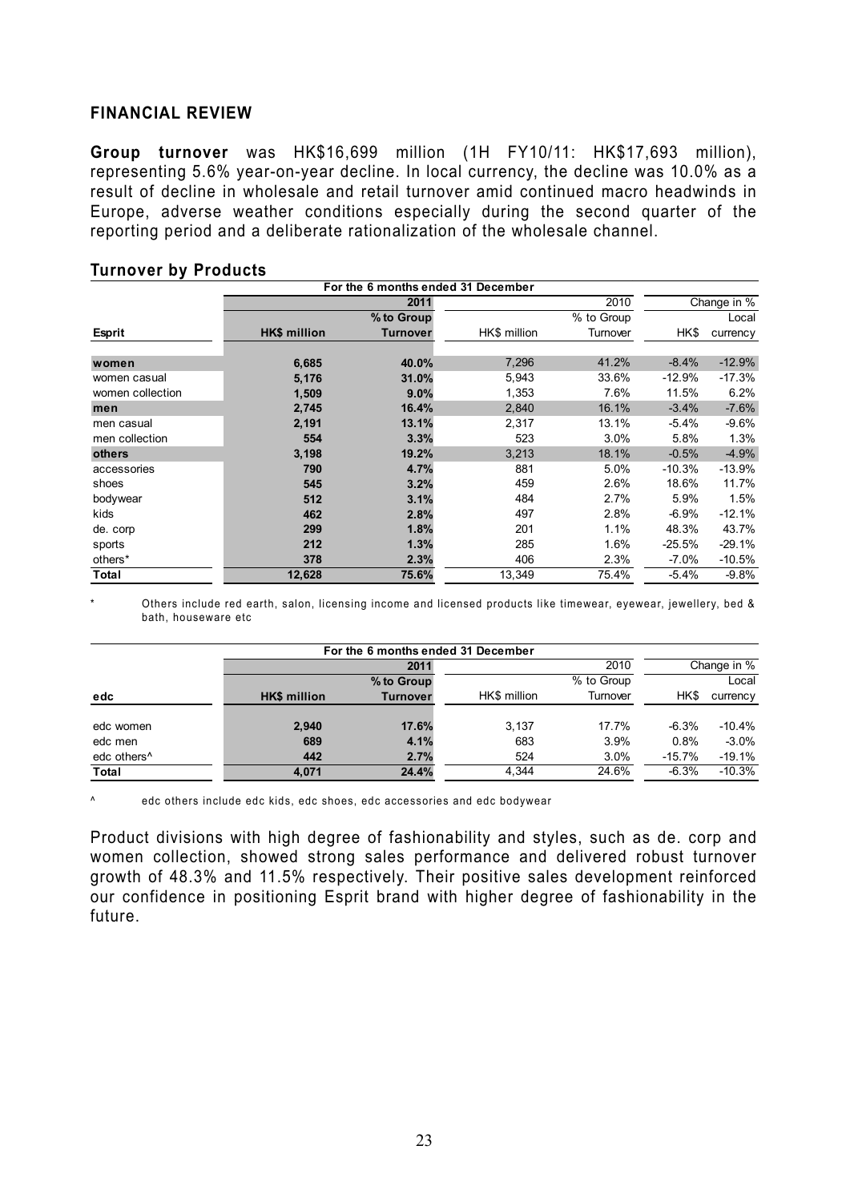## FINANCIAL REVIEW

**Group turnover** was HK$16,699 million (1H FY10/11: HK$17,693 million), representing 5.6% year-on-year decline. In local currency, the decline was 10.0% as a result of decline in wholesale and retail turnover amid continued macro headwinds in Europe, adverse weather conditions especially during the second quarter of the reporting period and a deliberate rationalization of the wholesale channel.

### Turnover by Products

| | For the 6 months ended 31 December | | | | | |
|---|---|---|---|---|---|---|
| | 2011 | | 2010 | | Change in % | |
| | | % to Group | | % to Group | | Local |
| **Esprit** | **HK$ million** | **Turnover** | HK$ million | Turnover | HK$ | currency |
| **women** | **6,685** | **40.0%** | 7,296 | 41.2% | -8.4% | -12.9% |
| women casual | **5,176** | **31.0%** | 5,943 | 33.6% | -12.9% | -17.3% |
| women collection | **1,509** | **9.0%** | 1,353 | 7.6% | 11.5% | 6.2% |
| **men** | **2,745** | **16.4%** | 2,840 | 16.1% | -3.4% | -7.6% |
| men casual | **2,191** | **13.1%** | 2,317 | 13.1% | -5.4% | -9.6% |
| men collection | **554** | **3.3%** | 523 | 3.0% | 5.8% | 1.3% |
| **others** | **3,198** | **19.2%** | 3,213 | 18.1% | -0.5% | -4.9% |
| accessories | **790** | **4.7%** | 881 | 5.0% | -10.3% | -13.9% |
| shoes | **545** | **3.2%** | 459 | 2.6% | 18.6% | 11.7% |
| bodywear | **512** | **3.1%** | 484 | 2.7% | 5.9% | 1.5% |
| kids | **462** | **2.8%** | 497 | 2.8% | -6.9% | -12.1% |
| de. corp | **299** | **1.8%** | 201 | 1.1% | 48.3% | 43.7% |
| sports | **212** | **1.3%** | 285 | 1.6% | -25.5% | -29.1% |
| others* | **378** | **2.3%** | 406 | 2.3% | -7.0% | -10.5% |
| **Total** | **12,628** | **75.6%** | 13,349 | 75.4% | -5.4% | -9.8% |

\* Others include red earth, salon, licensing income and licensed products like timewear, eyewear, jewellery, bed & bath, houseware etc

| | For the 6 months ended 31 December | | | | | |
|---|---|---|---|---|---|---|
| | 2011 | | 2010 | | Change in % | |
| | | % to Group | | % to Group | | Local |
| **edc** | **HK$ million** | **Turnover** | HK$ million | Turnover | HK$ | currency |
| edc women | **2,940** | **17.6%** | 3,137 | 17.7% | -6.3% | -10.4% |
| edc men | **689** | **4.1%** | 683 | 3.9% | 0.8% | -3.0% |
| edc others^ | **442** | **2.7%** | 524 | 3.0% | -15.7% | -19.1% |
| **Total** | **4,071** | **24.4%** | 4,344 | 24.6% | -6.3% | -10.3% |

^ edc others include edc kids, edc shoes, edc accessories and edc bodywear

Product divisions with high degree of fashionability and styles, such as de. corp and women collection, showed strong sales performance and delivered robust turnover growth of 48.3% and 11.5% respectively. Their positive sales development reinforced our confidence in positioning Esprit brand with higher degree of fashionability in the future.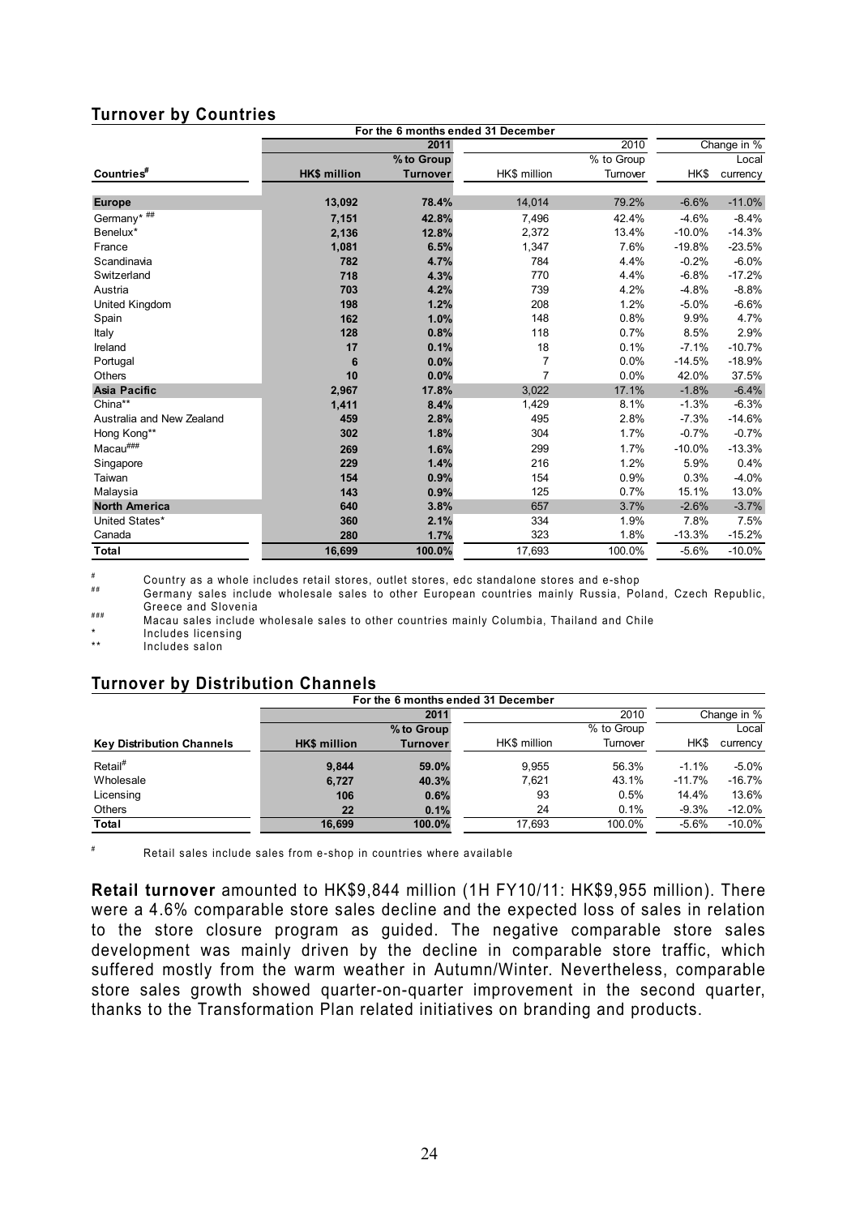## Turnover by Countries

| Countries[#] | For the 6 months ended 31 December 2011 HK$ million | 2011 % to Group Turnover | 2010 HK$ million | 2010 % to Group Turnover | Change in % HK$ | Change in % Local currency |
|---|---|---|---|---|---|---|
| **Europe** | **13,092** | **78.4%** | 14,014 | 79.2% | -6.6% | -11.0% |
| Germany* ## | 7,151 | 42.8% | 7,496 | 42.4% | -4.6% | -8.4% |
| Benelux* | 2,136 | 12.8% | 2,372 | 13.4% | -10.0% | -14.3% |
| France | 1,081 | 6.5% | 1,347 | 7.6% | -19.8% | -23.5% |
| Scandinavia | 782 | 4.7% | 784 | 4.4% | -0.2% | -6.0% |
| Switzerland | 718 | 4.3% | 770 | 4.4% | -6.8% | -17.2% |
| Austria | 703 | 4.2% | 739 | 4.2% | -4.8% | -8.8% |
| United Kingdom | 198 | 1.2% | 208 | 1.2% | -5.0% | -6.6% |
| Spain | 162 | 1.0% | 148 | 0.8% | 9.9% | 4.7% |
| Italy | 128 | 0.8% | 118 | 0.7% | 8.5% | 2.9% |
| Ireland | 17 | 0.1% | 18 | 0.1% | -7.1% | -10.7% |
| Portugal | 6 | 0.0% | 7 | 0.0% | -14.5% | -18.9% |
| Others | 10 | 0.0% | 7 | 0.0% | 42.0% | 37.5% |
| **Asia Pacific** | **2,967** | **17.8%** | 3,022 | 17.1% | -1.8% | -6.4% |
| China** | 1,411 | 8.4% | 1,429 | 8.1% | -1.3% | -6.3% |
| Australia and New Zealand | 459 | 2.8% | 495 | 2.8% | -7.3% | -14.6% |
| Hong Kong** | 302 | 1.8% | 304 | 1.7% | -0.7% | -0.7% |
| Macau### | 269 | 1.6% | 299 | 1.7% | -10.0% | -13.3% |
| Singapore | 229 | 1.4% | 216 | 1.2% | 5.9% | 0.4% |
| Taiwan | 154 | 0.9% | 154 | 0.9% | 0.3% | -4.0% |
| Malaysia | 143 | 0.9% | 125 | 0.7% | 15.1% | 13.0% |
| **North America** | **640** | **3.8%** | 657 | 3.7% | -2.6% | -3.7% |
| United States* | 360 | 2.1% | 334 | 1.9% | 7.8% | 7.5% |
| Canada | 280 | 1.7% | 323 | 1.8% | -13.3% | -15.2% |
| **Total** | **16,699** | **100.0%** | 17,693 | 100.0% | -5.6% | -10.0% |

\# Country as a whole includes retail stores, outlet stores, edc standalone stores and e-shop

\## Germany sales include wholesale sales to other European countries mainly Russia, Poland, Czech Republic, Greece and Slovenia

\### Macau sales include wholesale sales to other countries mainly Columbia, Thailand and Chile

\* Includes licensing

\** Includes salon

## Turnover by Distribution Channels

| Key Distribution Channels | For the 6 months ended 31 December 2011 HK$ million | 2011 % to Group Turnover | 2010 HK$ million | 2010 % to Group Turnover | Change in % HK$ | Change in % Local currency |
|---|---|---|---|---|---|---|
| Retail[#] | 9,844 | 59.0% | 9,955 | 56.3% | -1.1% | -5.0% |
| Wholesale | 6,727 | 40.3% | 7,621 | 43.1% | -11.7% | -16.7% |
| Licensing | 106 | 0.6% | 93 | 0.5% | 14.4% | 13.6% |
| Others | 22 | 0.1% | 24 | 0.1% | -9.3% | -12.0% |
| **Total** | **16,699** | **100.0%** | 17,693 | 100.0% | -5.6% | -10.0% |

\# Retail sales include sales from e-shop in countries where available

**Retail turnover** amounted to HK$9,844 million (1H FY10/11: HK$9,955 million). There were a 4.6% comparable store sales decline and the expected loss of sales in relation to the store closure program as guided. The negative comparable store sales development was mainly driven by the decline in comparable store traffic, which suffered mostly from the warm weather in Autumn/Winter. Nevertheless, comparable store sales growth showed quarter-on-quarter improvement in the second quarter, thanks to the Transformation Plan related initiatives on branding and products.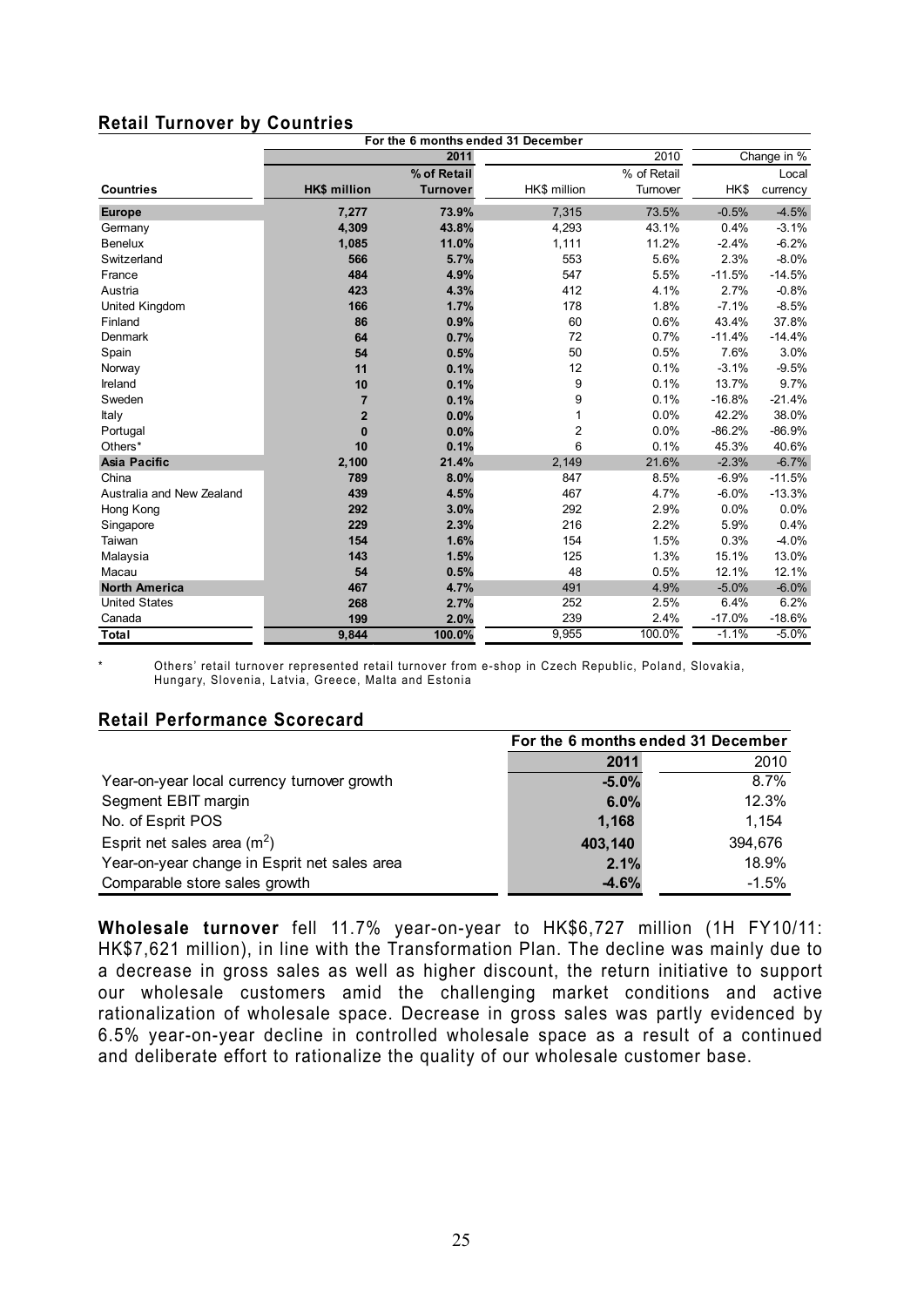## Retail Turnover by Countries

| | For the 6 months ended 31 December | | | | | |
|---|---|---|---|---|---|---|
| | 2011 | | 2010 | | Change in % | |
| **Countries** | **HK$ million** | **% of Retail Turnover** | HK$ million | % of Retail Turnover | HK$ | Local currency |
| **Europe** | **7,277** | **73.9%** | 7,315 | 73.5% | -0.5% | -4.5% |
| Germany | **4,309** | **43.8%** | 4,293 | 43.1% | 0.4% | -3.1% |
| Benelux | **1,085** | **11.0%** | 1,111 | 11.2% | -2.4% | -6.2% |
| Switzerland | **566** | **5.7%** | 553 | 5.6% | 2.3% | -8.0% |
| France | **484** | **4.9%** | 547 | 5.5% | -11.5% | -14.5% |
| Austria | **423** | **4.3%** | 412 | 4.1% | 2.7% | -0.8% |
| United Kingdom | **166** | **1.7%** | 178 | 1.8% | -7.1% | -8.5% |
| Finland | **86** | **0.9%** | 60 | 0.6% | 43.4% | 37.8% |
| Denmark | **64** | **0.7%** | 72 | 0.7% | -11.4% | -14.4% |
| Spain | **54** | **0.5%** | 50 | 0.5% | 7.6% | 3.0% |
| Norway | **11** | **0.1%** | 12 | 0.1% | -3.1% | -9.5% |
| Ireland | **10** | **0.1%** | 9 | 0.1% | 13.7% | 9.7% |
| Sweden | **7** | **0.1%** | 9 | 0.1% | -16.8% | -21.4% |
| Italy | **2** | **0.0%** | 1 | 0.0% | 42.2% | 38.0% |
| Portugal | **0** | **0.0%** | 2 | 0.0% | -86.2% | -86.9% |
| Others* | **10** | **0.1%** | 6 | 0.1% | 45.3% | 40.6% |
| **Asia Pacific** | **2,100** | **21.4%** | 2,149 | 21.6% | -2.3% | -6.7% |
| China | **789** | **8.0%** | 847 | 8.5% | -6.9% | -11.5% |
| Australia and New Zealand | **439** | **4.5%** | 467 | 4.7% | -6.0% | -13.3% |
| Hong Kong | **292** | **3.0%** | 292 | 2.9% | 0.0% | 0.0% |
| Singapore | **229** | **2.3%** | 216 | 2.2% | 5.9% | 0.4% |
| Taiwan | **154** | **1.6%** | 154 | 1.5% | 0.3% | -4.0% |
| Malaysia | **143** | **1.5%** | 125 | 1.3% | 15.1% | 13.0% |
| Macau | **54** | **0.5%** | 48 | 0.5% | 12.1% | 12.1% |
| **North America** | **467** | **4.7%** | 491 | 4.9% | -5.0% | -6.0% |
| United States | **268** | **2.7%** | 252 | 2.5% | 6.4% | 6.2% |
| Canada | **199** | **2.0%** | 239 | 2.4% | -17.0% | -18.6% |
| **Total** | **9,844** | **100.0%** | 9,955 | 100.0% | -1.1% | -5.0% |

\* Others' retail turnover represented retail turnover from e-shop in Czech Republic, Poland, Slovakia, Hungary, Slovenia, Latvia, Greece, Malta and Estonia

## Retail Performance Scorecard

| | For the 6 months ended 31 December | |
|---|---|---|
| | **2011** | 2010 |
| Year-on-year local currency turnover growth | **-5.0%** | 8.7% |
| Segment EBIT margin | **6.0%** | 12.3% |
| No. of Esprit POS | **1,168** | 1,154 |
| Esprit net sales area ($m^2$) | **403,140** | 394,676 |
| Year-on-year change in Esprit net sales area | **2.1%** | 18.9% |
| Comparable store sales growth | **-4.6%** | -1.5% |

**Wholesale turnover** fell 11.7% year-on-year to HK$6,727 million (1H FY10/11: HK$7,621 million), in line with the Transformation Plan. The decline was mainly due to a decrease in gross sales as well as higher discount, the return initiative to support our wholesale customers amid the challenging market conditions and active rationalization of wholesale space. Decrease in gross sales was partly evidenced by 6.5% year-on-year decline in controlled wholesale space as a result of a continued and deliberate effort to rationalize the quality of our wholesale customer base.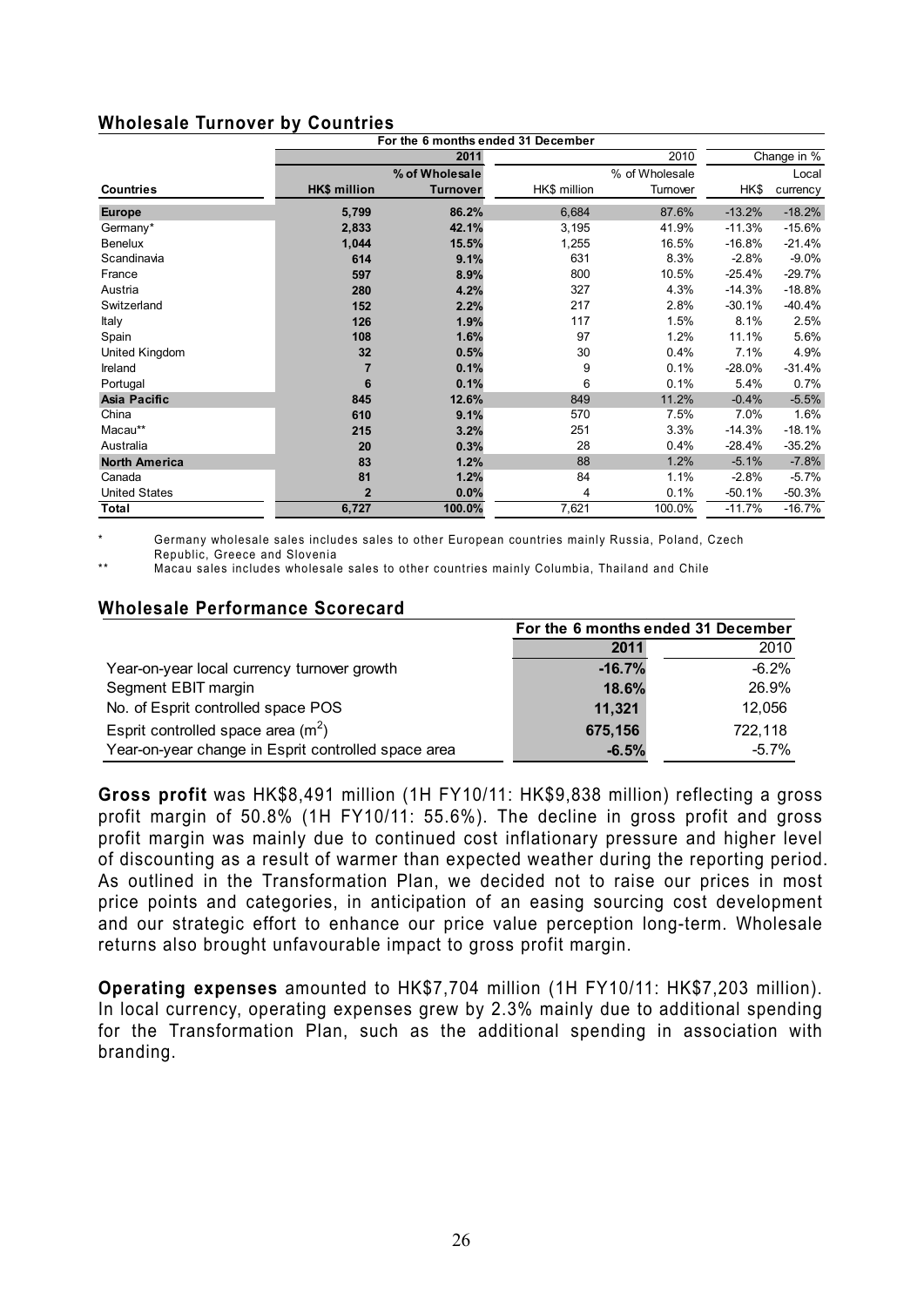## Wholesale Turnover by Countries

| | For the 6 months ended 31 December | | | | | |
|---|---|---|---|---|---|---|
| | 2011 | | 2010 | | Change in % | |
| | | % of Wholesale | | % of Wholesale | | Local |
| **Countries** | **HK$ million** | **Turnover** | HK$ million | Turnover | HK$ | currency |
| **Europe** | **5,799** | **86.2%** | 6,684 | 87.6% | -13.2% | -18.2% |
| Germany* | **2,833** | **42.1%** | 3,195 | 41.9% | -11.3% | -15.6% |
| Benelux | **1,044** | **15.5%** | 1,255 | 16.5% | -16.8% | -21.4% |
| Scandinavia | **614** | **9.1%** | 631 | 8.3% | -2.8% | -9.0% |
| France | **597** | **8.9%** | 800 | 10.5% | -25.4% | -29.7% |
| Austria | **280** | **4.2%** | 327 | 4.3% | -14.3% | -18.8% |
| Switzerland | **152** | **2.2%** | 217 | 2.8% | -30.1% | -40.4% |
| Italy | **126** | **1.9%** | 117 | 1.5% | 8.1% | 2.5% |
| Spain | **108** | **1.6%** | 97 | 1.2% | 11.1% | 5.6% |
| United Kingdom | **32** | **0.5%** | 30 | 0.4% | 7.1% | 4.9% |
| Ireland | **7** | **0.1%** | 9 | 0.1% | -28.0% | -31.4% |
| Portugal | **6** | **0.1%** | 6 | 0.1% | 5.4% | 0.7% |
| **Asia Pacific** | **845** | **12.6%** | 849 | 11.2% | -0.4% | -5.5% |
| China | **610** | **9.1%** | 570 | 7.5% | 7.0% | 1.6% |
| Macau** | **215** | **3.2%** | 251 | 3.3% | -14.3% | -18.1% |
| Australia | **20** | **0.3%** | 28 | 0.4% | -28.4% | -35.2% |
| **North America** | **83** | **1.2%** | 88 | 1.2% | -5.1% | -7.8% |
| Canada | **81** | **1.2%** | 84 | 1.1% | -2.8% | -5.7% |
| United States | **2** | **0.0%** | 4 | 0.1% | -50.1% | -50.3% |
| **Total** | **6,727** | **100.0%** | 7,621 | 100.0% | -11.7% | -16.7% |

\* Germany wholesale sales includes sales to other European countries mainly Russia, Poland, Czech Republic, Greece and Slovenia

\*\* Macau sales includes wholesale sales to other countries mainly Columbia, Thailand and Chile

## Wholesale Performance Scorecard

| | For the 6 months ended 31 December | |
|---|---|---|
| | **2011** | 2010 |
| Year-on-year local currency turnover growth | **-16.7%** | -6.2% |
| Segment EBIT margin | **18.6%** | 26.9% |
| No. of Esprit controlled space POS | **11,321** | 12,056 |
| Esprit controlled space area ($m^2$) | **675,156** | 722,118 |
| Year-on-year change in Esprit controlled space area | **-6.5%** | -5.7% |

**Gross profit** was HK$8,491 million (1H FY10/11: HK$9,838 million) reflecting a gross profit margin of 50.8% (1H FY10/11: 55.6%). The decline in gross profit and gross profit margin was mainly due to continued cost inflationary pressure and higher level of discounting as a result of warmer than expected weather during the reporting period. As outlined in the Transformation Plan, we decided not to raise our prices in most price points and categories, in anticipation of an easing sourcing cost development and our strategic effort to enhance our price value perception long-term. Wholesale returns also brought unfavourable impact to gross profit margin.

**Operating expenses** amounted to HK$7,704 million (1H FY10/11: HK$7,203 million). In local currency, operating expenses grew by 2.3% mainly due to additional spending for the Transformation Plan, such as the additional spending in association with branding.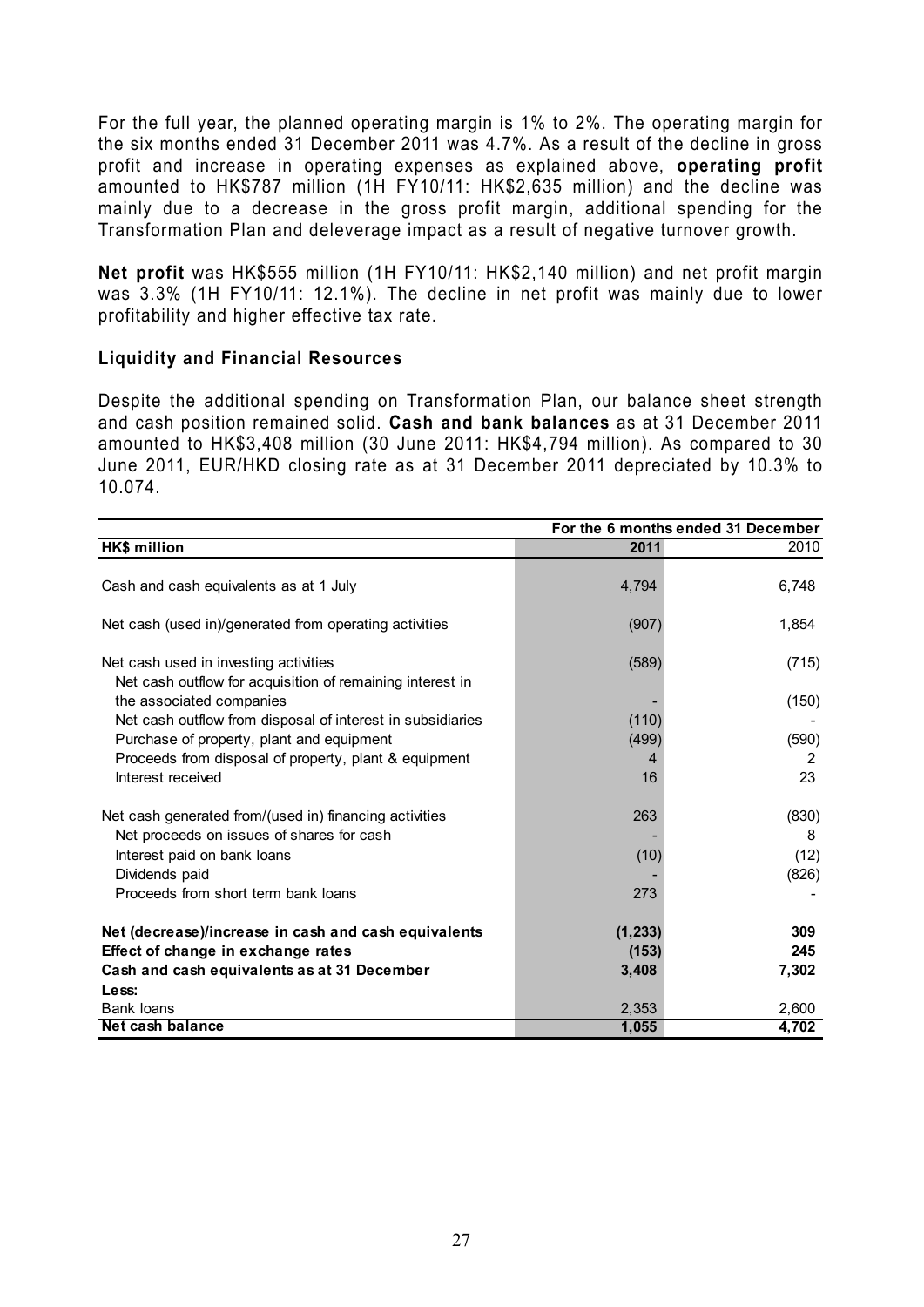For the full year, the planned operating margin is 1% to 2%. The operating margin for the six months ended 31 December 2011 was 4.7%. As a result of the decline in gross profit and increase in operating expenses as explained above, **operating profit** amounted to HK$787 million (1H FY10/11: HK$2,635 million) and the decline was mainly due to a decrease in the gross profit margin, additional spending for the Transformation Plan and deleverage impact as a result of negative turnover growth.

**Net profit** was HK$555 million (1H FY10/11: HK$2,140 million) and net profit margin was 3.3% (1H FY10/11: 12.1%). The decline in net profit was mainly due to lower profitability and higher effective tax rate.

### Liquidity and Financial Resources

Despite the additional spending on Transformation Plan, our balance sheet strength and cash position remained solid. **Cash and bank balances** as at 31 December 2011 amounted to HK$3,408 million (30 June 2011: HK$4,794 million). As compared to 30 June 2011, EUR/HKD closing rate as at 31 December 2011 depreciated by 10.3% to 10.074.

| | For the 6 months ended 31 December | |
|---|---|---|
| **HK$ million** | **2011** | 2010 |
| Cash and cash equivalents as at 1 July | 4,794 | 6,748 |
| Net cash (used in)/generated from operating activities | (907) | 1,854 |
| Net cash used in investing activities | (589) | (715) |
| Net cash outflow for acquisition of remaining interest in the associated companies | - | (150) |
| Net cash outflow from disposal of interest in subsidiaries | (110) | - |
| Purchase of property, plant and equipment | (499) | (590) |
| Proceeds from disposal of property, plant & equipment | 4 | 2 |
| Interest received | 16 | 23 |
| Net cash generated from/(used in) financing activities | 263 | (830) |
| Net proceeds on issues of shares for cash | - | 8 |
| Interest paid on bank loans | (10) | (12) |
| Dividends paid | - | (826) |
| Proceeds from short term bank loans | 273 | - |
| **Net (decrease)/increase in cash and cash equivalents** | **(1,233)** | **309** |
| **Effect of change in exchange rates** | **(153)** | **245** |
| **Cash and cash equivalents as at 31 December** | **3,408** | **7,302** |
| **Less:** | | |
| Bank loans | 2,353 | 2,600 |
| **Net cash balance** | **1,055** | **4,702** |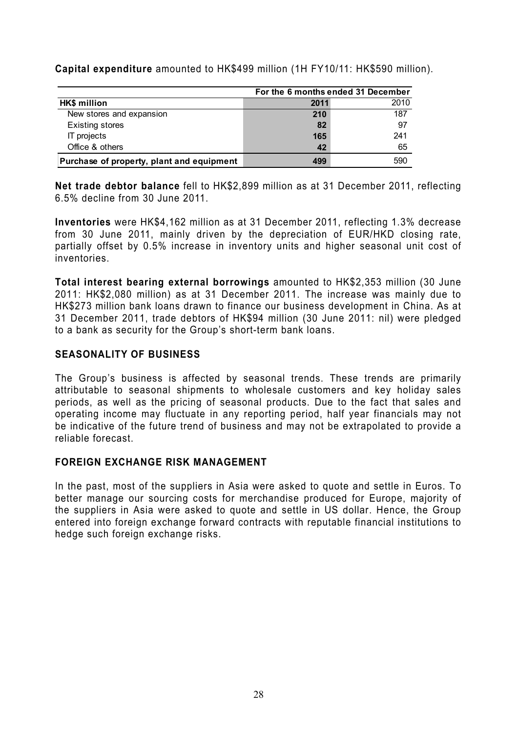**Capital expenditure** amounted to HK$499 million (1H FY10/11: HK$590 million).

| | For the 6 months ended 31 December | |
|---|---|---|
| **HK$ million** | **2011** | 2010 |
| New stores and expansion | **210** | 187 |
| Existing stores | **82** | 97 |
| IT projects | **165** | 241 |
| Office & others | **42** | 65 |
| **Purchase of property, plant and equipment** | **499** | 590 |

**Net trade debtor balance** fell to HK$2,899 million as at 31 December 2011, reflecting 6.5% decline from 30 June 2011.

**Inventories** were HK$4,162 million as at 31 December 2011, reflecting 1.3% decrease from 30 June 2011, mainly driven by the depreciation of EUR/HKD closing rate, partially offset by 0.5% increase in inventory units and higher seasonal unit cost of inventories.

**Total interest bearing external borrowings** amounted to HK$2,353 million (30 June 2011: HK$2,080 million) as at 31 December 2011. The increase was mainly due to HK$273 million bank loans drawn to finance our business development in China. As at 31 December 2011, trade debtors of HK$94 million (30 June 2011: nil) were pledged to a bank as security for the Group's short-term bank loans.

## SEASONALITY OF BUSINESS

The Group's business is affected by seasonal trends. These trends are primarily attributable to seasonal shipments to wholesale customers and key holiday sales periods, as well as the pricing of seasonal products. Due to the fact that sales and operating income may fluctuate in any reporting period, half year financials may not be indicative of the future trend of business and may not be extrapolated to provide a reliable forecast.

## FOREIGN EXCHANGE RISK MANAGEMENT

In the past, most of the suppliers in Asia were asked to quote and settle in Euros. To better manage our sourcing costs for merchandise produced for Europe, majority of the suppliers in Asia were asked to quote and settle in US dollar. Hence, the Group entered into foreign exchange forward contracts with reputable financial institutions to hedge such foreign exchange risks.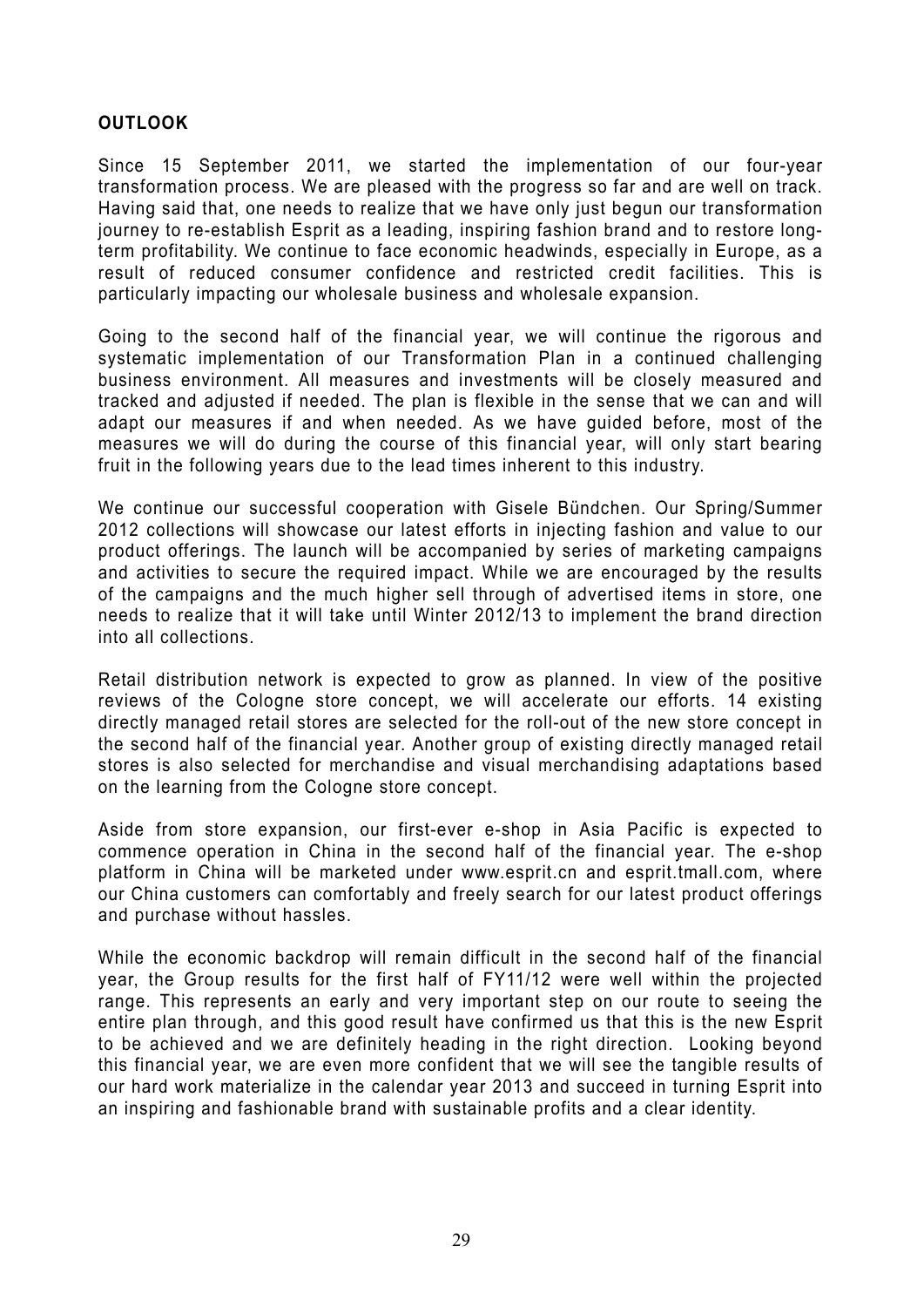**OUTLOOK**

Since 15 September 2011, we started the implementation of our four-year transformation process. We are pleased with the progress so far and are well on track. Having said that, one needs to realize that we have only just begun our transformation journey to re-establish Esprit as a leading, inspiring fashion brand and to restore long-term profitability. We continue to face economic headwinds, especially in Europe, as a result of reduced consumer confidence and restricted credit facilities. This is particularly impacting our wholesale business and wholesale expansion.

Going to the second half of the financial year, we will continue the rigorous and systematic implementation of our Transformation Plan in a continued challenging business environment. All measures and investments will be closely measured and tracked and adjusted if needed. The plan is flexible in the sense that we can and will adapt our measures if and when needed. As we have guided before, most of the measures we will do during the course of this financial year, will only start bearing fruit in the following years due to the lead times inherent to this industry.

We continue our successful cooperation with Gisele Bündchen. Our Spring/Summer 2012 collections will showcase our latest efforts in injecting fashion and value to our product offerings. The launch will be accompanied by series of marketing campaigns and activities to secure the required impact. While we are encouraged by the results of the campaigns and the much higher sell through of advertised items in store, one needs to realize that it will take until Winter 2012/13 to implement the brand direction into all collections.

Retail distribution network is expected to grow as planned. In view of the positive reviews of the Cologne store concept, we will accelerate our efforts. 14 existing directly managed retail stores are selected for the roll-out of the new store concept in the second half of the financial year. Another group of existing directly managed retail stores is also selected for merchandise and visual merchandising adaptations based on the learning from the Cologne store concept.

Aside from store expansion, our first-ever e-shop in Asia Pacific is expected to commence operation in China in the second half of the financial year. The e-shop platform in China will be marketed under www.esprit.cn and esprit.tmall.com, where our China customers can comfortably and freely search for our latest product offerings and purchase without hassles.

While the economic backdrop will remain difficult in the second half of the financial year, the Group results for the first half of FY11/12 were well within the projected range. This represents an early and very important step on our route to seeing the entire plan through, and this good result have confirmed us that this is the new Esprit to be achieved and we are definitely heading in the right direction. Looking beyond this financial year, we are even more confident that we will see the tangible results of our hard work materialize in the calendar year 2013 and succeed in turning Esprit into an inspiring and fashionable brand with sustainable profits and a clear identity.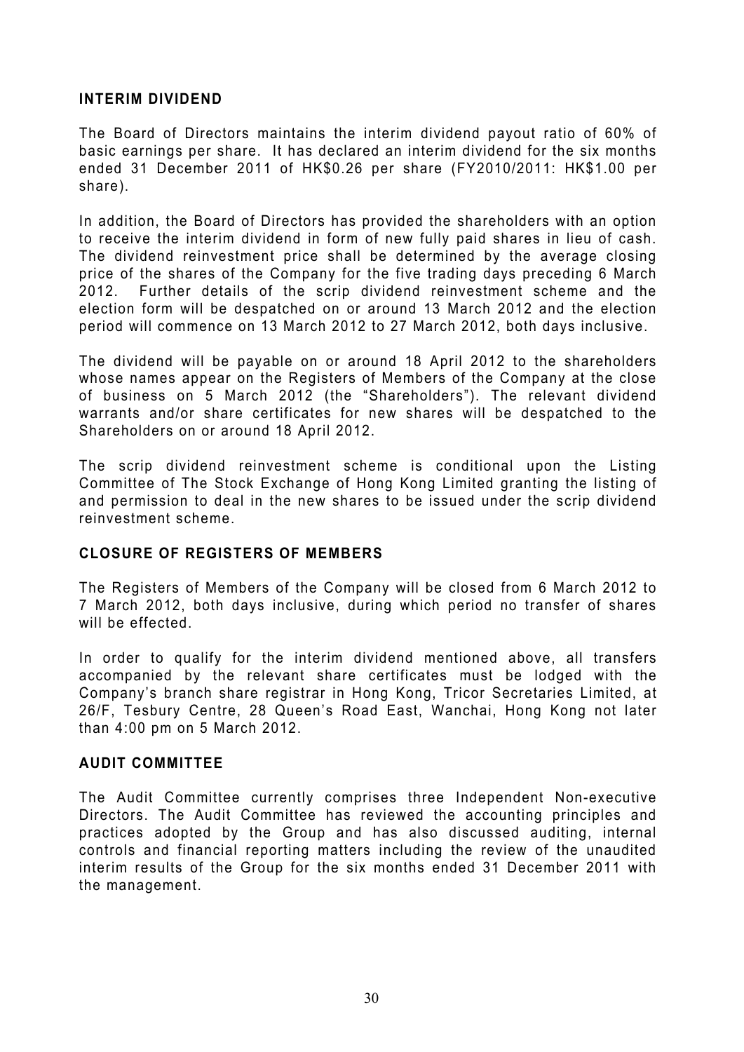## INTERIM DIVIDEND

The Board of Directors maintains the interim dividend payout ratio of 60% of basic earnings per share. It has declared an interim dividend for the six months ended 31 December 2011 of HK$0.26 per share (FY2010/2011: HK$1.00 per share).

In addition, the Board of Directors has provided the shareholders with an option to receive the interim dividend in form of new fully paid shares in lieu of cash. The dividend reinvestment price shall be determined by the average closing price of the shares of the Company for the five trading days preceding 6 March 2012. Further details of the scrip dividend reinvestment scheme and the election form will be despatched on or around 13 March 2012 and the election period will commence on 13 March 2012 to 27 March 2012, both days inclusive.

The dividend will be payable on or around 18 April 2012 to the shareholders whose names appear on the Registers of Members of the Company at the close of business on 5 March 2012 (the "Shareholders"). The relevant dividend warrants and/or share certificates for new shares will be despatched to the Shareholders on or around 18 April 2012.

The scrip dividend reinvestment scheme is conditional upon the Listing Committee of The Stock Exchange of Hong Kong Limited granting the listing of and permission to deal in the new shares to be issued under the scrip dividend reinvestment scheme.

## CLOSURE OF REGISTERS OF MEMBERS

The Registers of Members of the Company will be closed from 6 March 2012 to 7 March 2012, both days inclusive, during which period no transfer of shares will be effected.

In order to qualify for the interim dividend mentioned above, all transfers accompanied by the relevant share certificates must be lodged with the Company's branch share registrar in Hong Kong, Tricor Secretaries Limited, at 26/F, Tesbury Centre, 28 Queen's Road East, Wanchai, Hong Kong not later than 4:00 pm on 5 March 2012.

## AUDIT COMMITTEE

The Audit Committee currently comprises three Independent Non-executive Directors. The Audit Committee has reviewed the accounting principles and practices adopted by the Group and has also discussed auditing, internal controls and financial reporting matters including the review of the unaudited interim results of the Group for the six months ended 31 December 2011 with the management.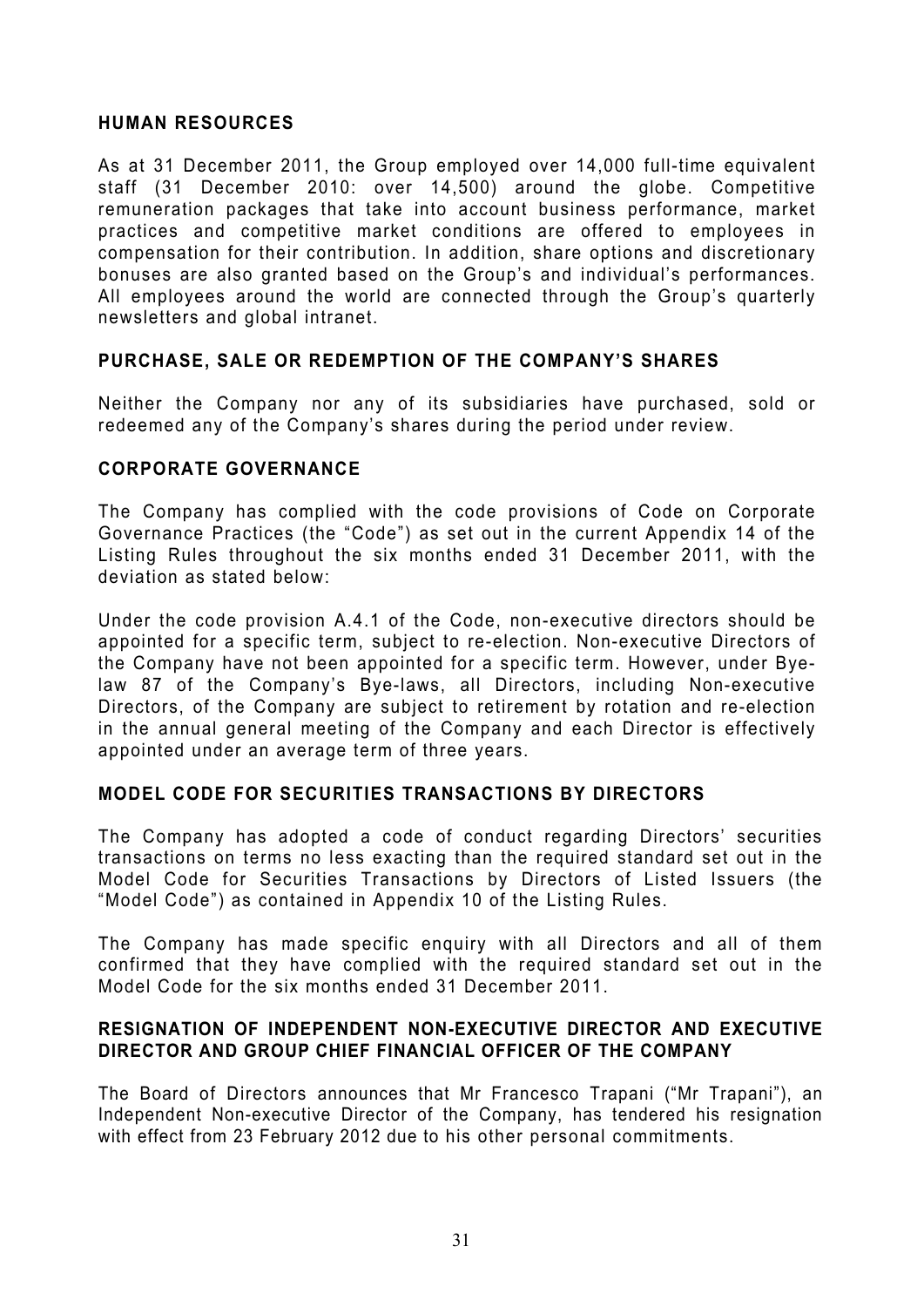## HUMAN RESOURCES

As at 31 December 2011, the Group employed over 14,000 full-time equivalent staff (31 December 2010: over 14,500) around the globe. Competitive remuneration packages that take into account business performance, market practices and competitive market conditions are offered to employees in compensation for their contribution. In addition, share options and discretionary bonuses are also granted based on the Group's and individual's performances. All employees around the world are connected through the Group's quarterly newsletters and global intranet.

## PURCHASE, SALE OR REDEMPTION OF THE COMPANY'S SHARES

Neither the Company nor any of its subsidiaries have purchased, sold or redeemed any of the Company's shares during the period under review.

## CORPORATE GOVERNANCE

The Company has complied with the code provisions of Code on Corporate Governance Practices (the "Code") as set out in the current Appendix 14 of the Listing Rules throughout the six months ended 31 December 2011, with the deviation as stated below:

Under the code provision A.4.1 of the Code, non-executive directors should be appointed for a specific term, subject to re-election. Non-executive Directors of the Company have not been appointed for a specific term. However, under Bye-law 87 of the Company's Bye-laws, all Directors, including Non-executive Directors, of the Company are subject to retirement by rotation and re-election in the annual general meeting of the Company and each Director is effectively appointed under an average term of three years.

## MODEL CODE FOR SECURITIES TRANSACTIONS BY DIRECTORS

The Company has adopted a code of conduct regarding Directors' securities transactions on terms no less exacting than the required standard set out in the Model Code for Securities Transactions by Directors of Listed Issuers (the "Model Code") as contained in Appendix 10 of the Listing Rules.

The Company has made specific enquiry with all Directors and all of them confirmed that they have complied with the required standard set out in the Model Code for the six months ended 31 December 2011.

## RESIGNATION OF INDEPENDENT NON-EXECUTIVE DIRECTOR AND EXECUTIVE DIRECTOR AND GROUP CHIEF FINANCIAL OFFICER OF THE COMPANY

The Board of Directors announces that Mr Francesco Trapani ("Mr Trapani"), an Independent Non-executive Director of the Company, has tendered his resignation with effect from 23 February 2012 due to his other personal commitments.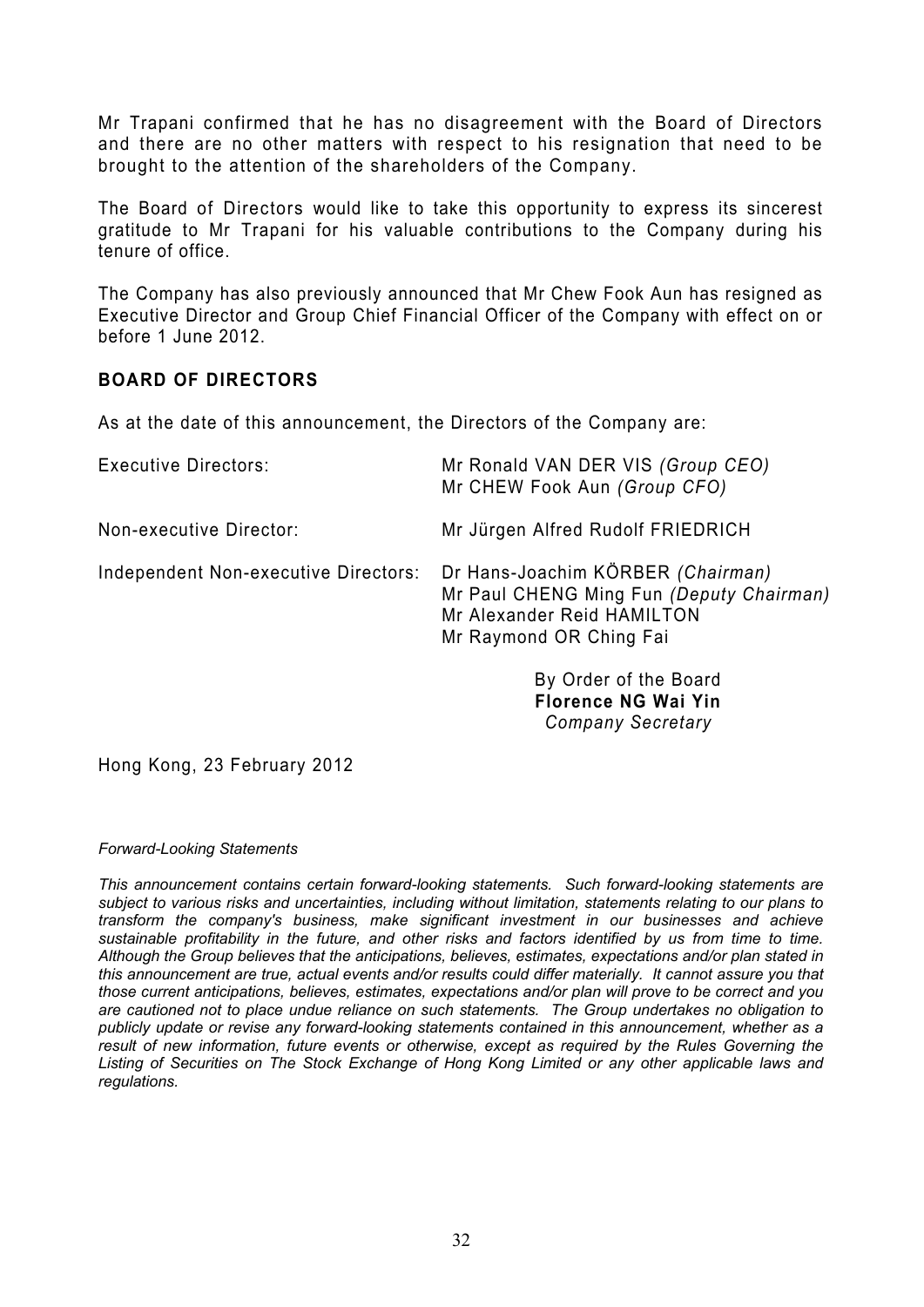Mr Trapani confirmed that he has no disagreement with the Board of Directors and there are no other matters with respect to his resignation that need to be brought to the attention of the shareholders of the Company.

The Board of Directors would like to take this opportunity to express its sincerest gratitude to Mr Trapani for his valuable contributions to the Company during his tenure of office.

The Company has also previously announced that Mr Chew Fook Aun has resigned as Executive Director and Group Chief Financial Officer of the Company with effect on or before 1 June 2012.

## BOARD OF DIRECTORS

As at the date of this announcement, the Directors of the Company are:

| | |
|---|---|
| Executive Directors: | Mr Ronald VAN DER VIS *(Group CEO)*<br>Mr CHEW Fook Aun *(Group CFO)* |
| Non-executive Director: | Mr Jürgen Alfred Rudolf FRIEDRICH |
| Independent Non-executive Directors: | Dr Hans-Joachim KÖRBER *(Chairman)*<br>Mr Paul CHENG Ming Fun *(Deputy Chairman)*<br>Mr Alexander Reid HAMILTON<br>Mr Raymond OR Ching Fai |

By Order of the Board
**Florence NG Wai Yin**
*Company Secretary*

Hong Kong, 23 February 2012

*Forward-Looking Statements*

*This announcement contains certain forward-looking statements. Such forward-looking statements are subject to various risks and uncertainties, including without limitation, statements relating to our plans to transform the company's business, make significant investment in our businesses and achieve sustainable profitability in the future, and other risks and factors identified by us from time to time. Although the Group believes that the anticipations, believes, estimates, expectations and/or plan stated in this announcement are true, actual events and/or results could differ materially. It cannot assure you that those current anticipations, believes, estimates, expectations and/or plan will prove to be correct and you are cautioned not to place undue reliance on such statements. The Group undertakes no obligation to publicly update or revise any forward-looking statements contained in this announcement, whether as a result of new information, future events or otherwise, except as required by the Rules Governing the Listing of Securities on The Stock Exchange of Hong Kong Limited or any other applicable laws and regulations.*